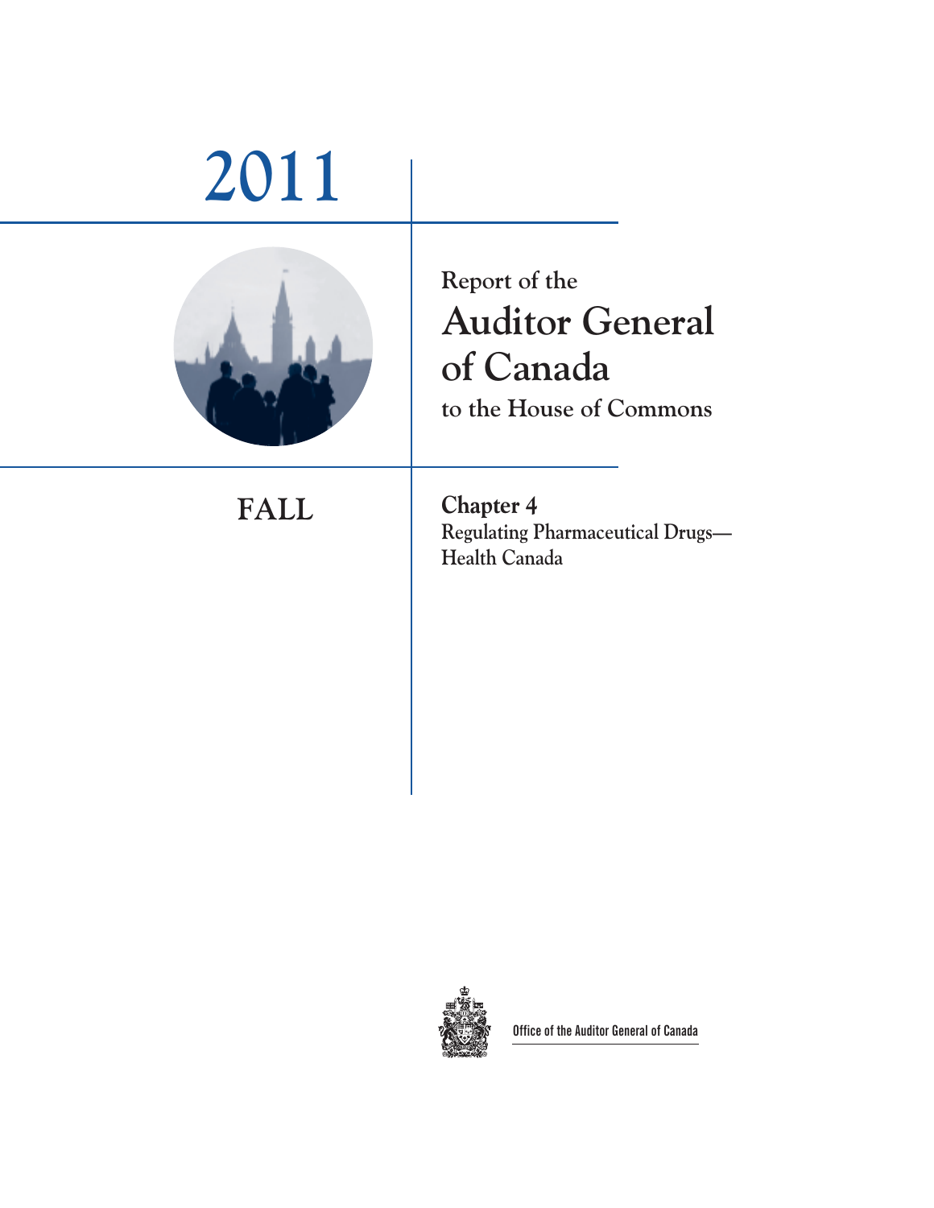# 2011

Report of the

# Auditor General of Canada

to the House of Commons

## FALL

## Chapter 4

**Regulating Pharmaceutical Drugs—Health Canada**

Office of the Auditor General of Canada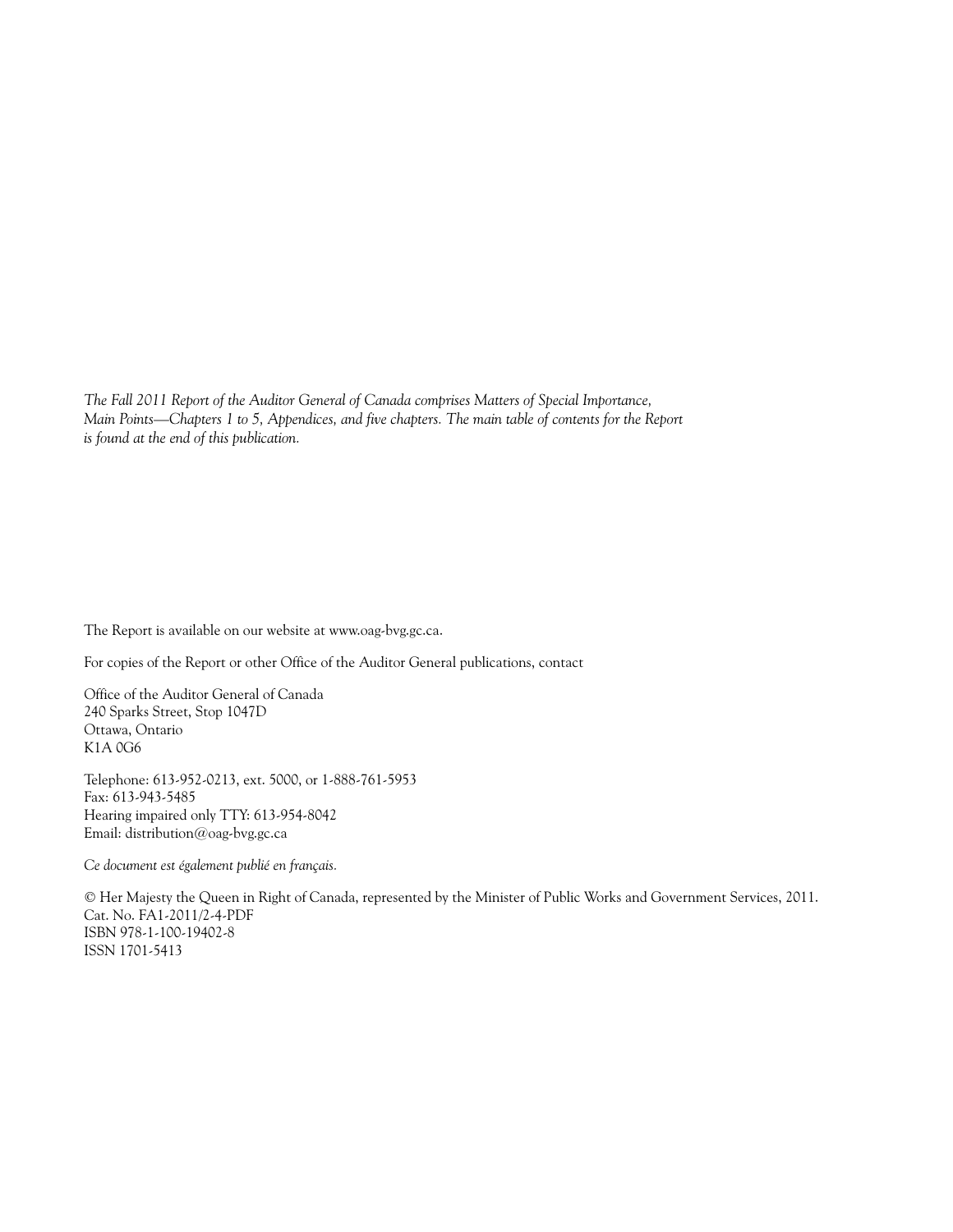*The Fall 2011 Report of the Auditor General of Canada comprises Matters of Special Importance, Main Points—Chapters 1 to 5, Appendices, and five chapters. The main table of contents for the Report is found at the end of this publication.*

The Report is available on our website at www.oag-bvg.gc.ca.

For copies of the Report or other Office of the Auditor General publications, contact

Office of the Auditor General of Canada
240 Sparks Street, Stop 1047D
Ottawa, Ontario
K1A 0G6

Telephone: 613-952-0213, ext. 5000, or 1-888-761-5953
Fax: 613-943-5485
Hearing impaired only TTY: 613-954-8042
Email: distribution@oag-bvg.gc.ca

*Ce document est également publié en français.*

© Her Majesty the Queen in Right of Canada, represented by the Minister of Public Works and Government Services, 2011.
Cat. No. FA1-2011/2-4-PDF
ISBN 978-1-100-19402-8
ISSN 1701-5413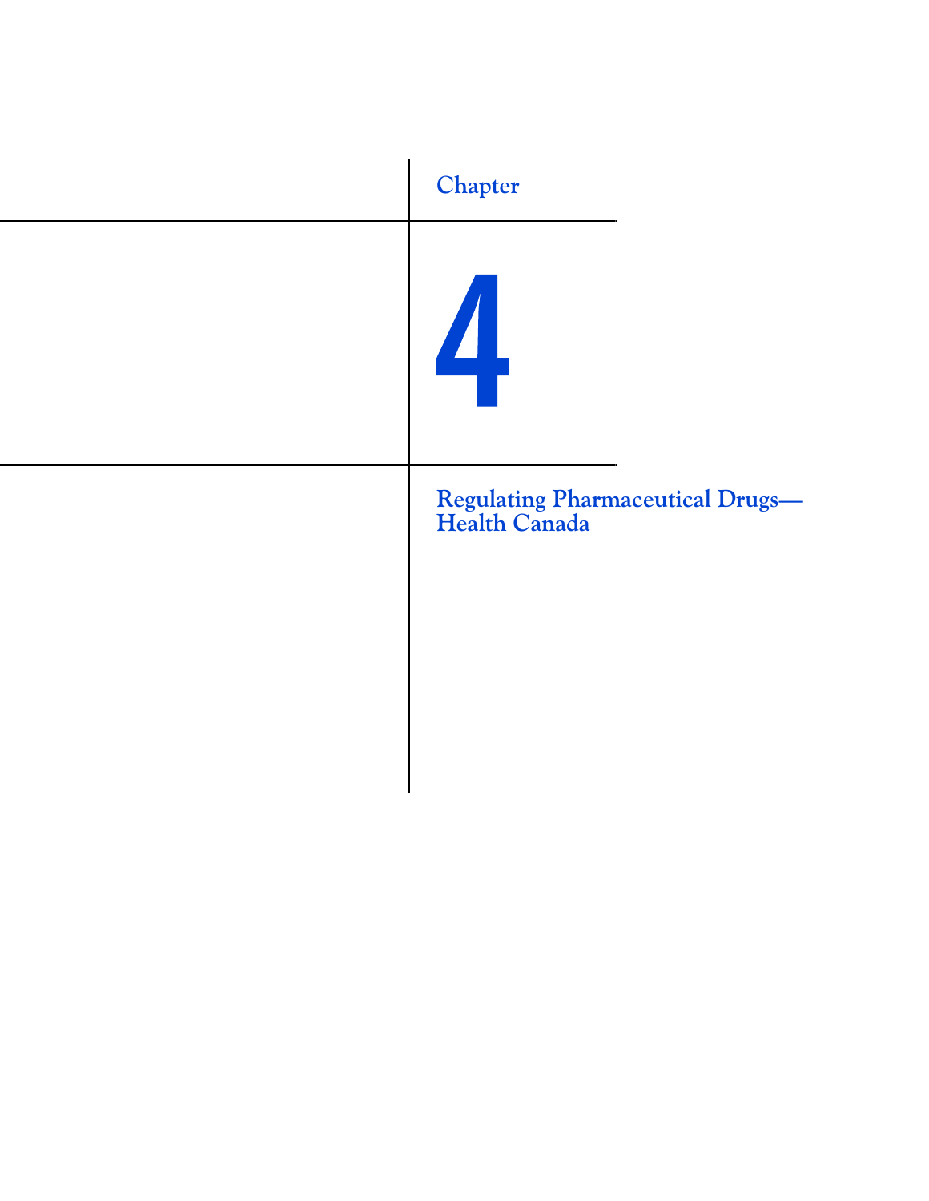Chapter

# 4

# Regulating Pharmaceutical Drugs—Health Canada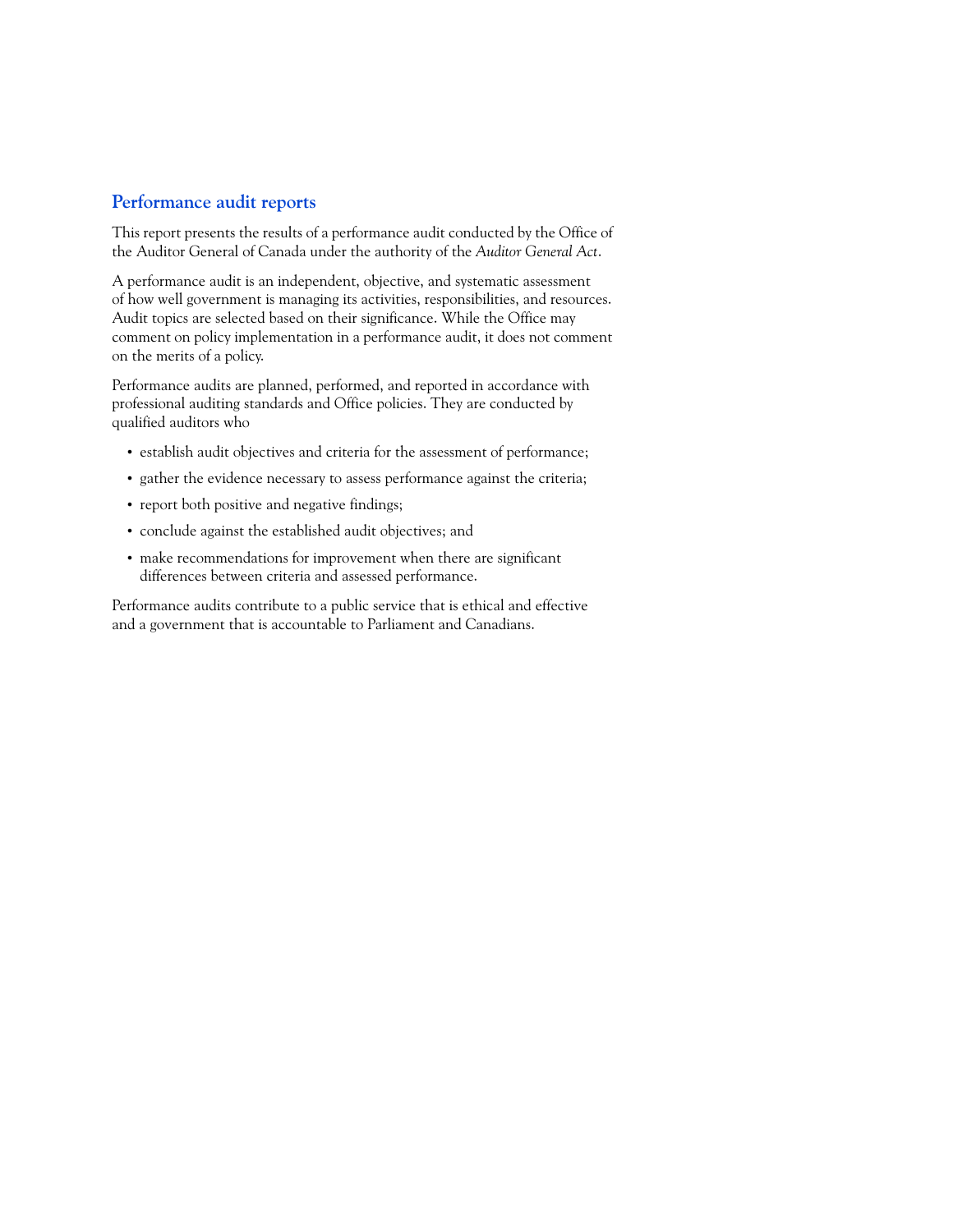## Performance audit reports

This report presents the results of a performance audit conducted by the Office of the Auditor General of Canada under the authority of the *Auditor General Act*.

A performance audit is an independent, objective, and systematic assessment of how well government is managing its activities, responsibilities, and resources. Audit topics are selected based on their significance. While the Office may comment on policy implementation in a performance audit, it does not comment on the merits of a policy.

Performance audits are planned, performed, and reported in accordance with professional auditing standards and Office policies. They are conducted by qualified auditors who

- establish audit objectives and criteria for the assessment of performance;
- gather the evidence necessary to assess performance against the criteria;
- report both positive and negative findings;
- conclude against the established audit objectives; and
- make recommendations for improvement when there are significant differences between criteria and assessed performance.

Performance audits contribute to a public service that is ethical and effective and a government that is accountable to Parliament and Canadians.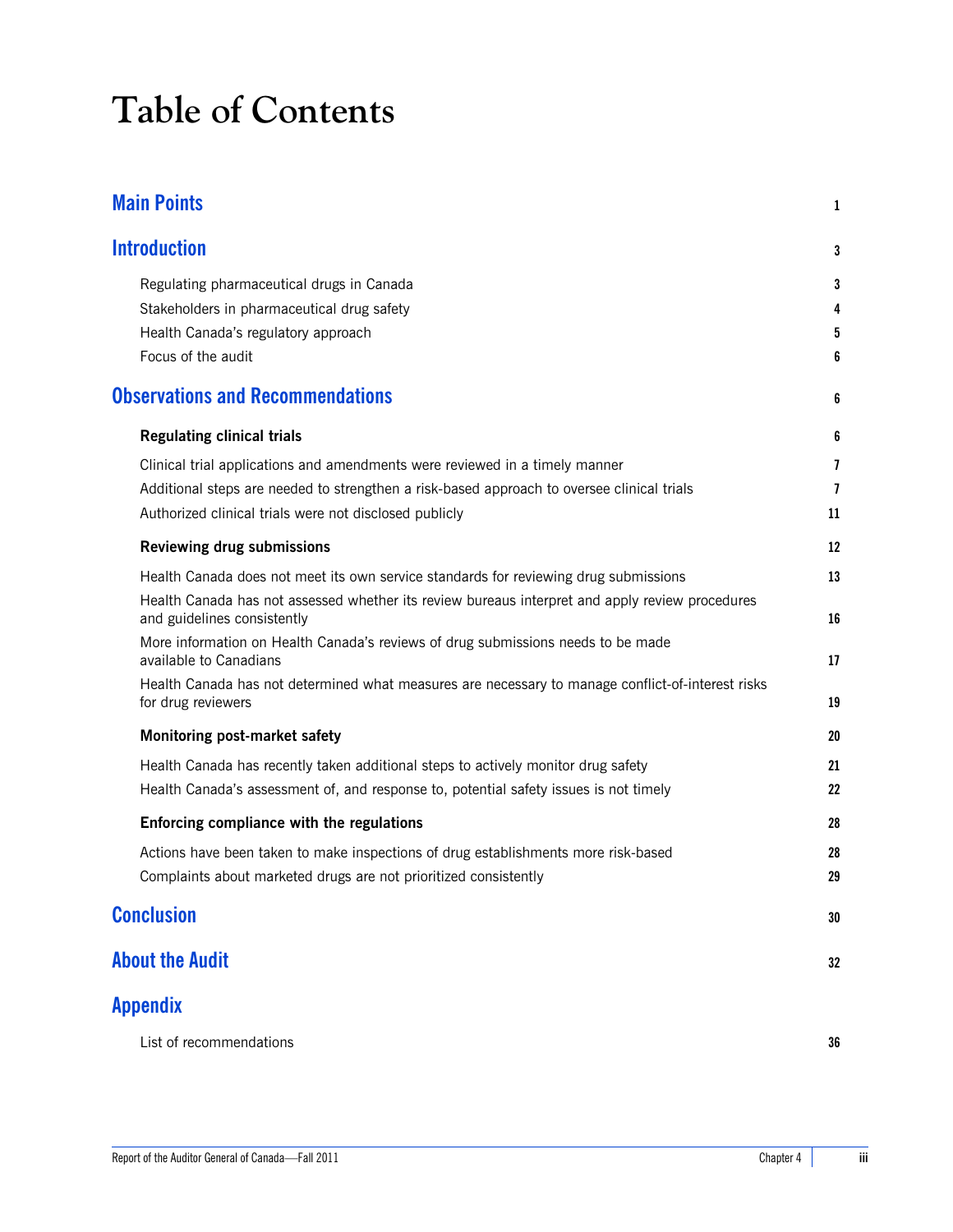# Table of Contents

| | |
|---|---|
| **Main Points** | **1** |
| **Introduction** | **3** |
| Regulating pharmaceutical drugs in Canada | 3 |
| Stakeholders in pharmaceutical drug safety | 4 |
| Health Canada's regulatory approach | 5 |
| Focus of the audit | 6 |
| **Observations and Recommendations** | **6** |
| **Regulating clinical trials** | **6** |
| Clinical trial applications and amendments were reviewed in a timely manner | 7 |
| Additional steps are needed to strengthen a risk-based approach to oversee clinical trials | 7 |
| Authorized clinical trials were not disclosed publicly | 11 |
| **Reviewing drug submissions** | **12** |
| Health Canada does not meet its own service standards for reviewing drug submissions | 13 |
| Health Canada has not assessed whether its review bureaus interpret and apply review procedures and guidelines consistently | 16 |
| More information on Health Canada's reviews of drug submissions needs to be made available to Canadians | 17 |
| Health Canada has not determined what measures are necessary to manage conflict-of-interest risks for drug reviewers | 19 |
| **Monitoring post-market safety** | **20** |
| Health Canada has recently taken additional steps to actively monitor drug safety | 21 |
| Health Canada's assessment of, and response to, potential safety issues is not timely | 22 |
| **Enforcing compliance with the regulations** | **28** |
| Actions have been taken to make inspections of drug establishments more risk-based | 28 |
| Complaints about marketed drugs are not prioritized consistently | 29 |
| **Conclusion** | **30** |
| **About the Audit** | **32** |
| **Appendix** | |
| List of recommendations | 36 |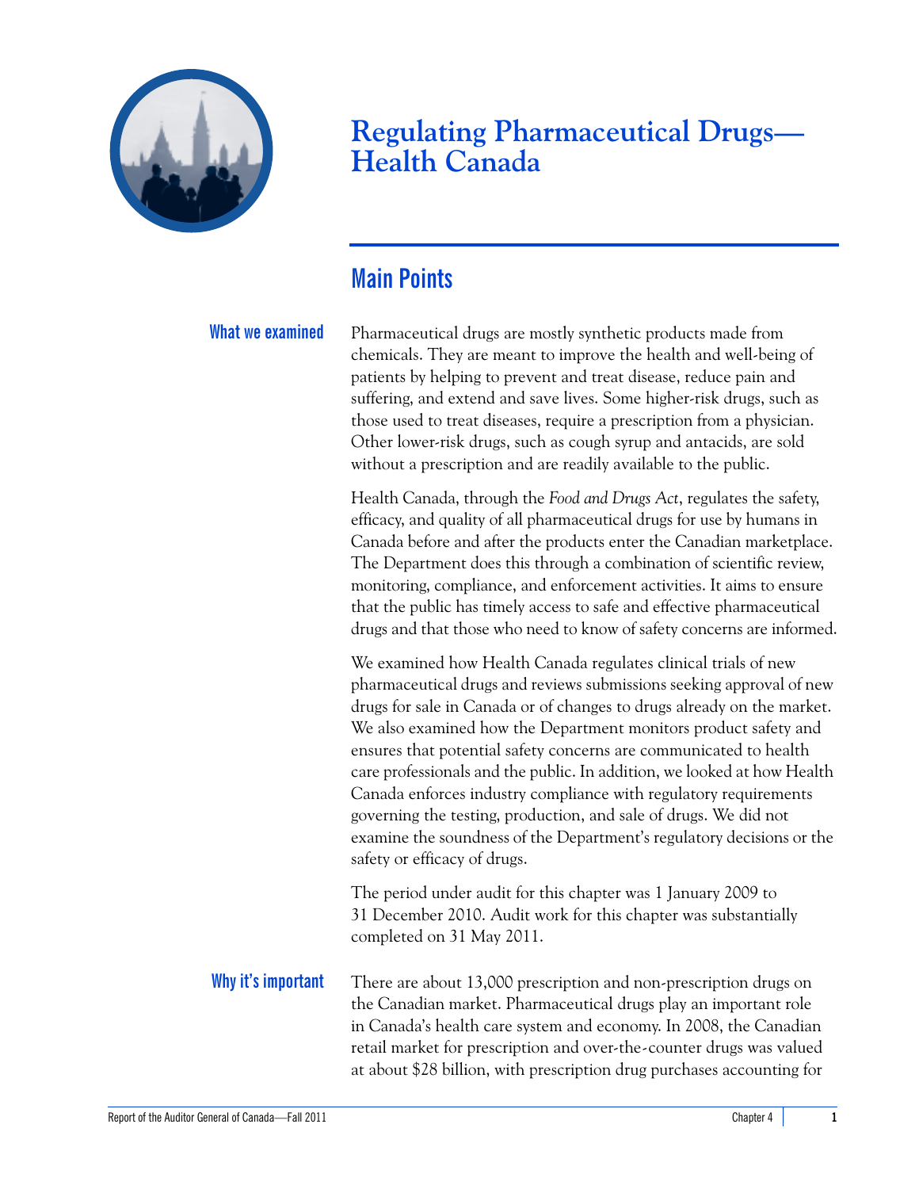# Regulating Pharmaceutical Drugs—Health Canada

## Main Points

### What we examined

Pharmaceutical drugs are mostly synthetic products made from chemicals. They are meant to improve the health and well-being of patients by helping to prevent and treat disease, reduce pain and suffering, and extend and save lives. Some higher-risk drugs, such as those used to treat diseases, require a prescription from a physician. Other lower-risk drugs, such as cough syrup and antacids, are sold without a prescription and are readily available to the public.

Health Canada, through the *Food and Drugs Act*, regulates the safety, efficacy, and quality of all pharmaceutical drugs for use by humans in Canada before and after the products enter the Canadian marketplace. The Department does this through a combination of scientific review, monitoring, compliance, and enforcement activities. It aims to ensure that the public has timely access to safe and effective pharmaceutical drugs and that those who need to know of safety concerns are informed.

We examined how Health Canada regulates clinical trials of new pharmaceutical drugs and reviews submissions seeking approval of new drugs for sale in Canada or of changes to drugs already on the market. We also examined how the Department monitors product safety and ensures that potential safety concerns are communicated to health care professionals and the public. In addition, we looked at how Health Canada enforces industry compliance with regulatory requirements governing the testing, production, and sale of drugs. We did not examine the soundness of the Department's regulatory decisions or the safety or efficacy of drugs.

The period under audit for this chapter was 1 January 2009 to 31 December 2010. Audit work for this chapter was substantially completed on 31 May 2011.

### Why it's important

There are about 13,000 prescription and non-prescription drugs on the Canadian market. Pharmaceutical drugs play an important role in Canada's health care system and economy. In 2008, the Canadian retail market for prescription and over-the-counter drugs was valued at about $28 billion, with prescription drug purchases accounting for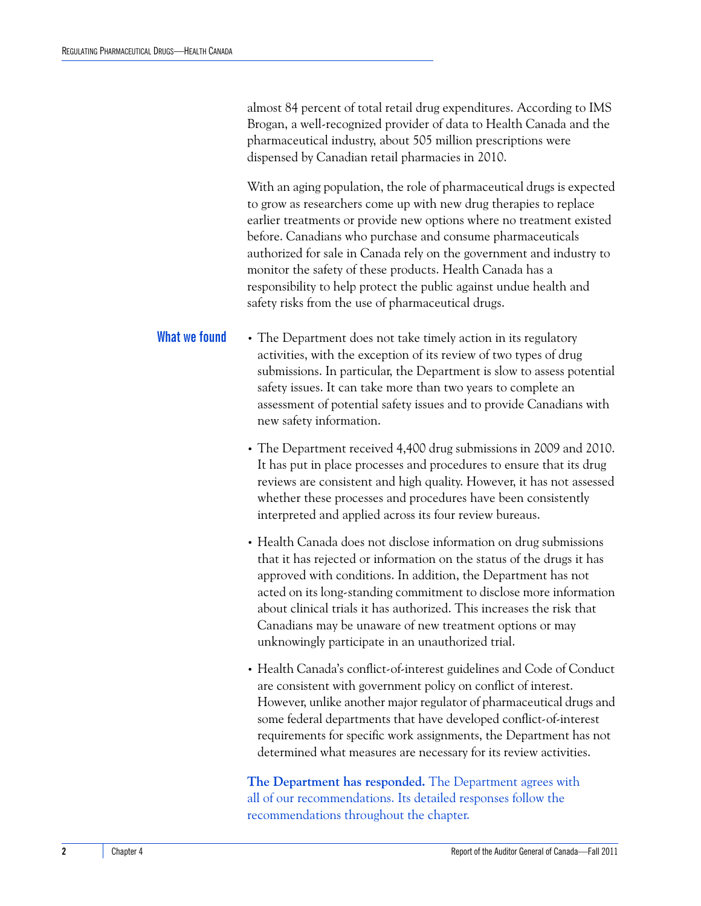almost 84 percent of total retail drug expenditures. According to IMS Brogan, a well-recognized provider of data to Health Canada and the pharmaceutical industry, about 505 million prescriptions were dispensed by Canadian retail pharmacies in 2010.

With an aging population, the role of pharmaceutical drugs is expected to grow as researchers come up with new drug therapies to replace earlier treatments or provide new options where no treatment existed before. Canadians who purchase and consume pharmaceuticals authorized for sale in Canada rely on the government and industry to monitor the safety of these products. Health Canada has a responsibility to help protect the public against undue health and safety risks from the use of pharmaceutical drugs.

## What we found

- The Department does not take timely action in its regulatory activities, with the exception of its review of two types of drug submissions. In particular, the Department is slow to assess potential safety issues. It can take more than two years to complete an assessment of potential safety issues and to provide Canadians with new safety information.
- The Department received 4,400 drug submissions in 2009 and 2010. It has put in place processes and procedures to ensure that its drug reviews are consistent and high quality. However, it has not assessed whether these processes and procedures have been consistently interpreted and applied across its four review bureaus.
- Health Canada does not disclose information on drug submissions that it has rejected or information on the status of the drugs it has approved with conditions. In addition, the Department has not acted on its long-standing commitment to disclose more information about clinical trials it has authorized. This increases the risk that Canadians may be unaware of new treatment options or may unknowingly participate in an unauthorized trial.
- Health Canada's conflict-of-interest guidelines and Code of Conduct are consistent with government policy on conflict of interest. However, unlike another major regulator of pharmaceutical drugs and some federal departments that have developed conflict-of-interest requirements for specific work assignments, the Department has not determined what measures are necessary for its review activities.

**The Department has responded.** The Department agrees with all of our recommendations. Its detailed responses follow the recommendations throughout the chapter.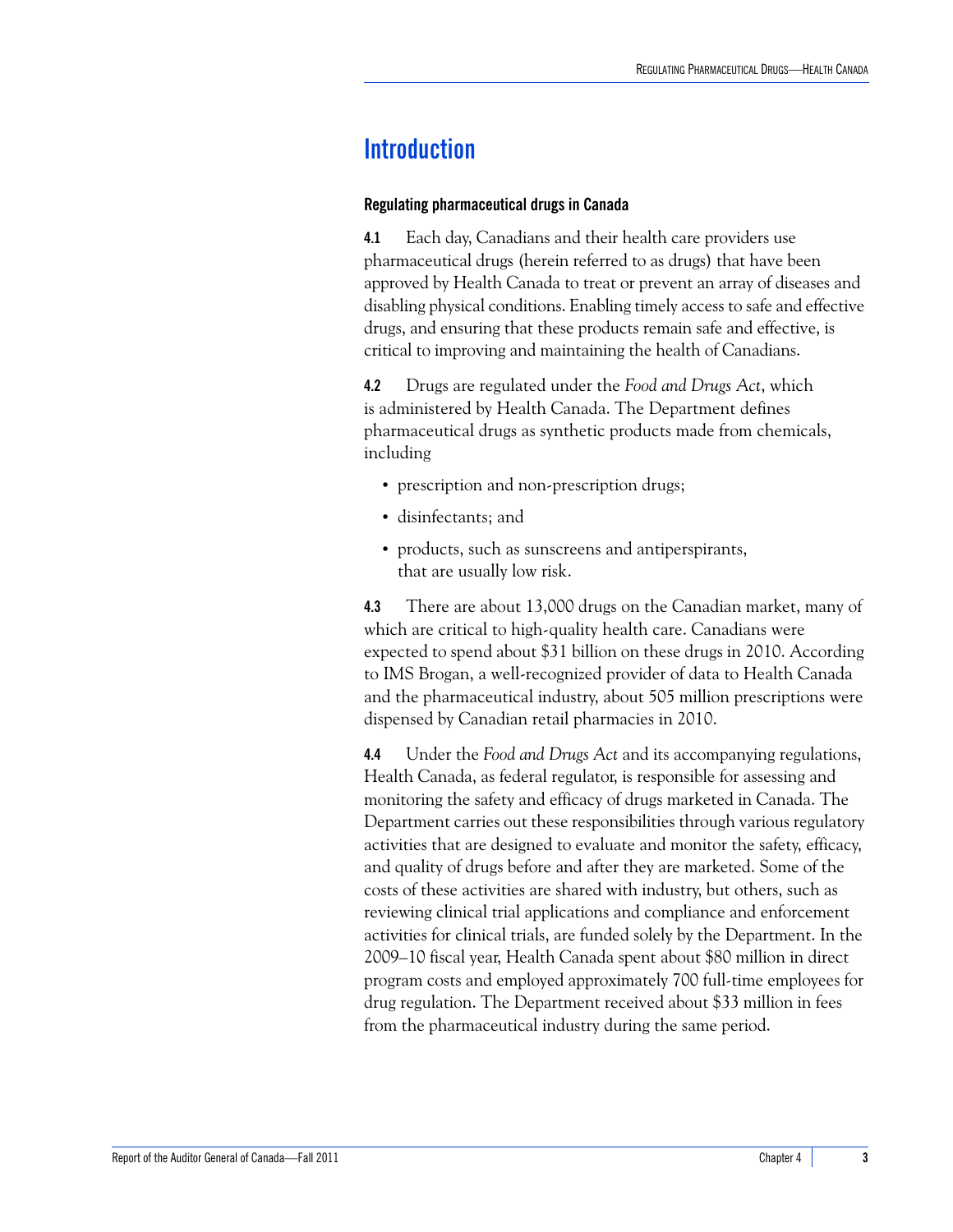# Introduction

### Regulating pharmaceutical drugs in Canada

**4.1** Each day, Canadians and their health care providers use pharmaceutical drugs (herein referred to as drugs) that have been approved by Health Canada to treat or prevent an array of diseases and disabling physical conditions. Enabling timely access to safe and effective drugs, and ensuring that these products remain safe and effective, is critical to improving and maintaining the health of Canadians.

**4.2** Drugs are regulated under the *Food and Drugs Act*, which is administered by Health Canada. The Department defines pharmaceutical drugs as synthetic products made from chemicals, including

- prescription and non-prescription drugs;
- disinfectants; and
- products, such as sunscreens and antiperspirants, that are usually low risk.

**4.3** There are about 13,000 drugs on the Canadian market, many of which are critical to high-quality health care. Canadians were expected to spend about $31 billion on these drugs in 2010. According to IMS Brogan, a well-recognized provider of data to Health Canada and the pharmaceutical industry, about 505 million prescriptions were dispensed by Canadian retail pharmacies in 2010.

**4.4** Under the *Food and Drugs Act* and its accompanying regulations, Health Canada, as federal regulator, is responsible for assessing and monitoring the safety and efficacy of drugs marketed in Canada. The Department carries out these responsibilities through various regulatory activities that are designed to evaluate and monitor the safety, efficacy, and quality of drugs before and after they are marketed. Some of the costs of these activities are shared with industry, but others, such as reviewing clinical trial applications and compliance and enforcement activities for clinical trials, are funded solely by the Department. In the 2009–10 fiscal year, Health Canada spent about $80 million in direct program costs and employed approximately 700 full-time employees for drug regulation. The Department received about $33 million in fees from the pharmaceutical industry during the same period.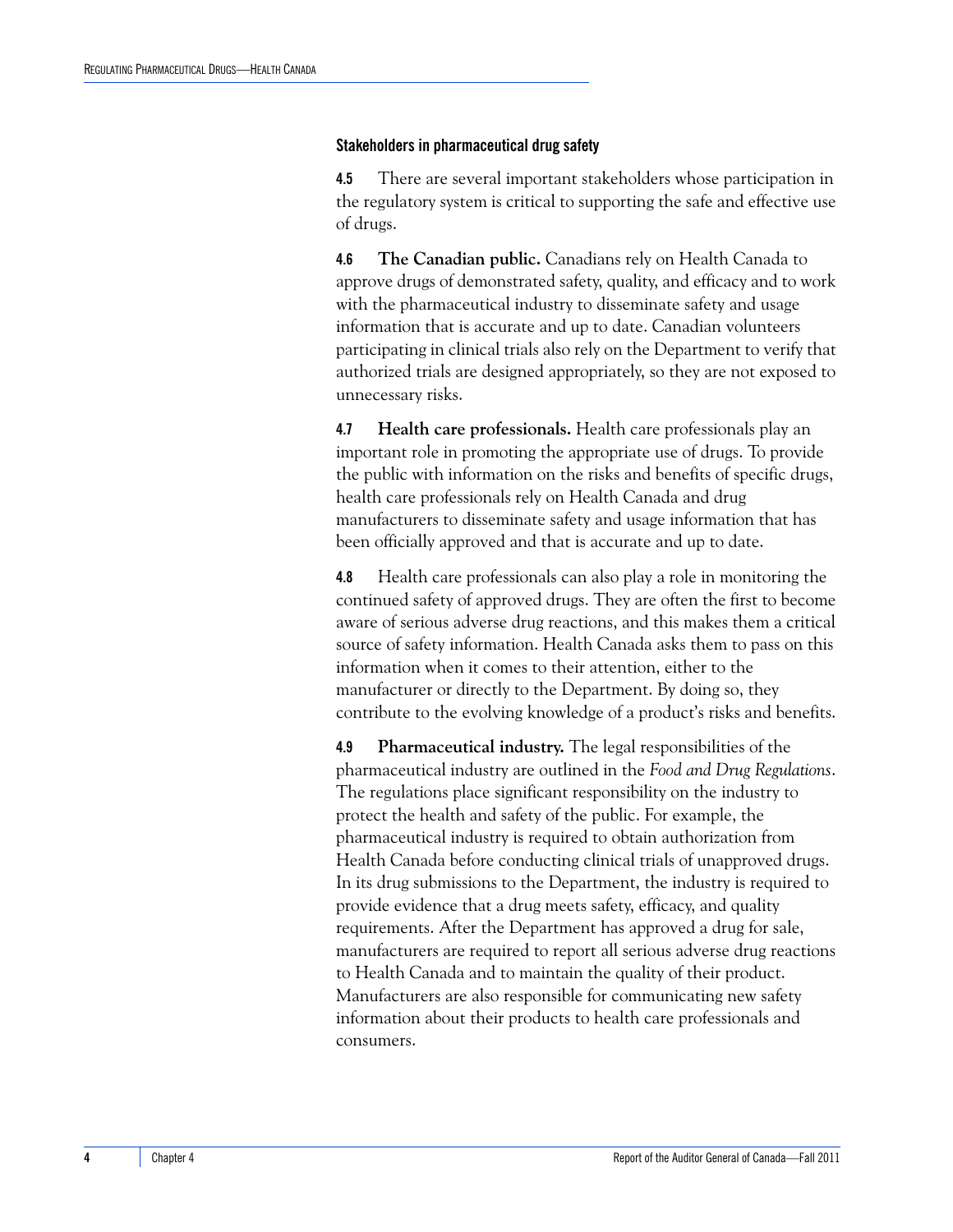### Stakeholders in pharmaceutical drug safety

**4.5** There are several important stakeholders whose participation in the regulatory system is critical to supporting the safe and effective use of drugs.

**4.6** **The Canadian public.** Canadians rely on Health Canada to approve drugs of demonstrated safety, quality, and efficacy and to work with the pharmaceutical industry to disseminate safety and usage information that is accurate and up to date. Canadian volunteers participating in clinical trials also rely on the Department to verify that authorized trials are designed appropriately, so they are not exposed to unnecessary risks.

**4.7** **Health care professionals.** Health care professionals play an important role in promoting the appropriate use of drugs. To provide the public with information on the risks and benefits of specific drugs, health care professionals rely on Health Canada and drug manufacturers to disseminate safety and usage information that has been officially approved and that is accurate and up to date.

**4.8** Health care professionals can also play a role in monitoring the continued safety of approved drugs. They are often the first to become aware of serious adverse drug reactions, and this makes them a critical source of safety information. Health Canada asks them to pass on this information when it comes to their attention, either to the manufacturer or directly to the Department. By doing so, they contribute to the evolving knowledge of a product's risks and benefits.

**4.9** **Pharmaceutical industry.** The legal responsibilities of the pharmaceutical industry are outlined in the *Food and Drug Regulations*. The regulations place significant responsibility on the industry to protect the health and safety of the public. For example, the pharmaceutical industry is required to obtain authorization from Health Canada before conducting clinical trials of unapproved drugs. In its drug submissions to the Department, the industry is required to provide evidence that a drug meets safety, efficacy, and quality requirements. After the Department has approved a drug for sale, manufacturers are required to report all serious adverse drug reactions to Health Canada and to maintain the quality of their product. Manufacturers are also responsible for communicating new safety information about their products to health care professionals and consumers.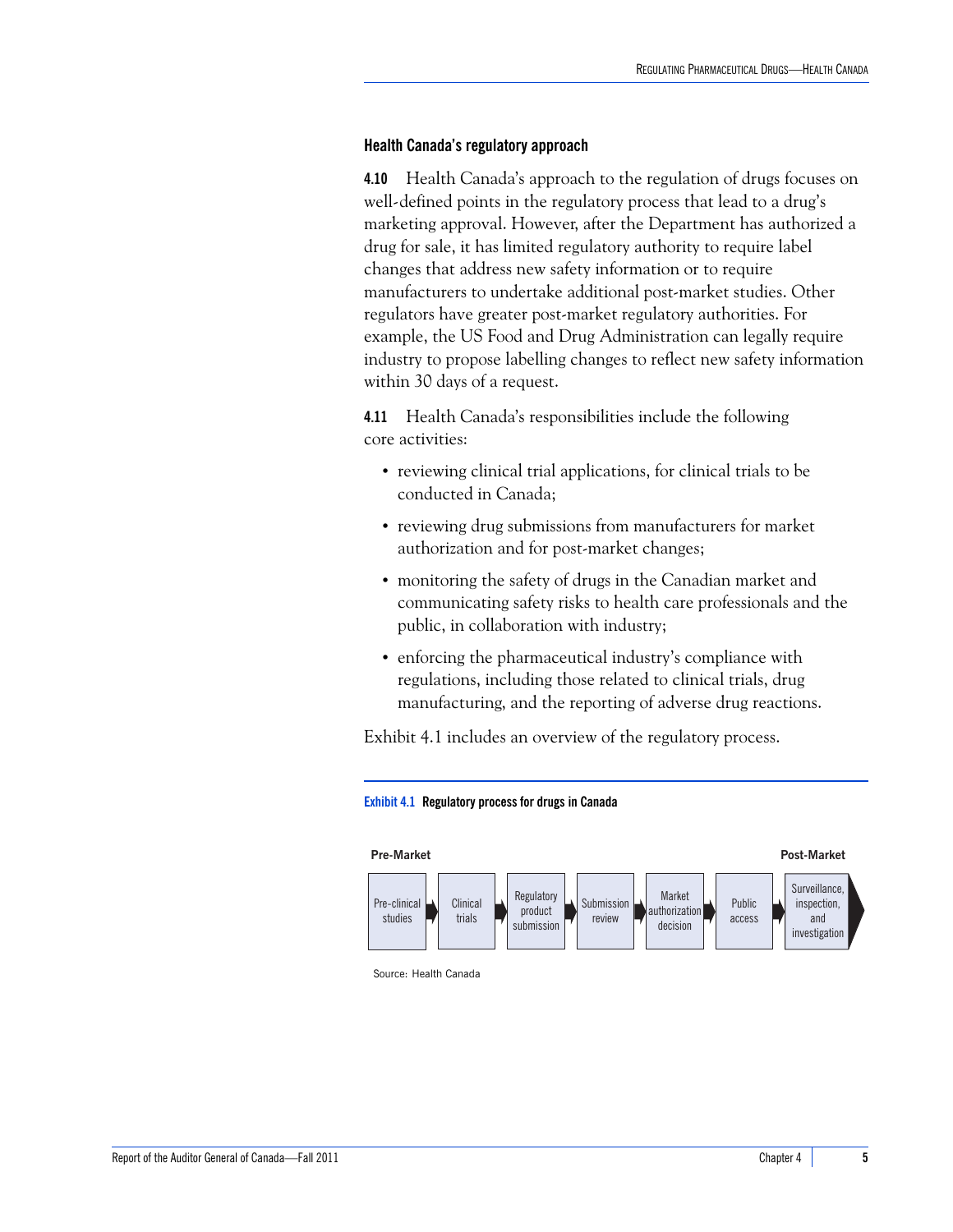### Health Canada's regulatory approach

**4.10** Health Canada's approach to the regulation of drugs focuses on well-defined points in the regulatory process that lead to a drug's marketing approval. However, after the Department has authorized a drug for sale, it has limited regulatory authority to require label changes that address new safety information or to require manufacturers to undertake additional post-market studies. Other regulators have greater post-market regulatory authorities. For example, the US Food and Drug Administration can legally require industry to propose labelling changes to reflect new safety information within 30 days of a request.

**4.11** Health Canada's responsibilities include the following core activities:

- reviewing clinical trial applications, for clinical trials to be conducted in Canada;
- reviewing drug submissions from manufacturers for market authorization and for post-market changes;
- monitoring the safety of drugs in the Canadian market and communicating safety risks to health care professionals and the public, in collaboration with industry;
- enforcing the pharmaceutical industry's compliance with regulations, including those related to clinical trials, drug manufacturing, and the reporting of adverse drug reactions.

Exhibit 4.1 includes an overview of the regulatory process.

**Exhibit 4.1 Regulatory process for drugs in Canada**

**Pre-Market** → **Post-Market**

Pre-clinical studies → Clinical trials → Regulatory product submission → Submission review → Market authorization decision → Public access → Surveillance, inspection, and investigation

Source: Health Canada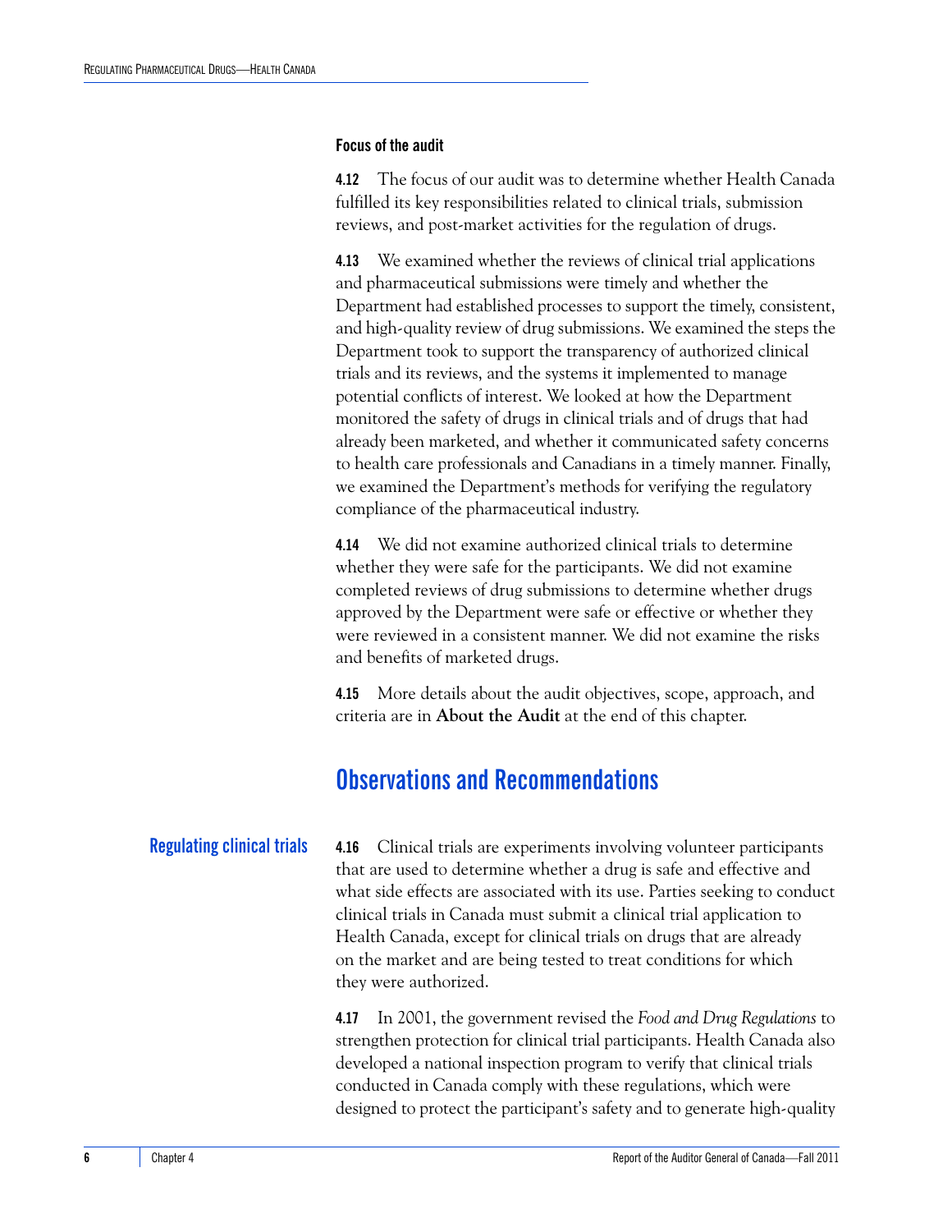### Focus of the audit

**4.12** The focus of our audit was to determine whether Health Canada fulfilled its key responsibilities related to clinical trials, submission reviews, and post-market activities for the regulation of drugs.

**4.13** We examined whether the reviews of clinical trial applications and pharmaceutical submissions were timely and whether the Department had established processes to support the timely, consistent, and high-quality review of drug submissions. We examined the steps the Department took to support the transparency of authorized clinical trials and its reviews, and the systems it implemented to manage potential conflicts of interest. We looked at how the Department monitored the safety of drugs in clinical trials and of drugs that had already been marketed, and whether it communicated safety concerns to health care professionals and Canadians in a timely manner. Finally, we examined the Department's methods for verifying the regulatory compliance of the pharmaceutical industry.

**4.14** We did not examine authorized clinical trials to determine whether they were safe for the participants. We did not examine completed reviews of drug submissions to determine whether drugs approved by the Department were safe or effective or whether they were reviewed in a consistent manner. We did not examine the risks and benefits of marketed drugs.

**4.15** More details about the audit objectives, scope, approach, and criteria are in **About the Audit** at the end of this chapter.

## Observations and Recommendations

### Regulating clinical trials

**4.16** Clinical trials are experiments involving volunteer participants that are used to determine whether a drug is safe and effective and what side effects are associated with its use. Parties seeking to conduct clinical trials in Canada must submit a clinical trial application to Health Canada, except for clinical trials on drugs that are already on the market and are being tested to treat conditions for which they were authorized.

**4.17** In 2001, the government revised the *Food and Drug Regulations* to strengthen protection for clinical trial participants. Health Canada also developed a national inspection program to verify that clinical trials conducted in Canada comply with these regulations, which were designed to protect the participant's safety and to generate high-quality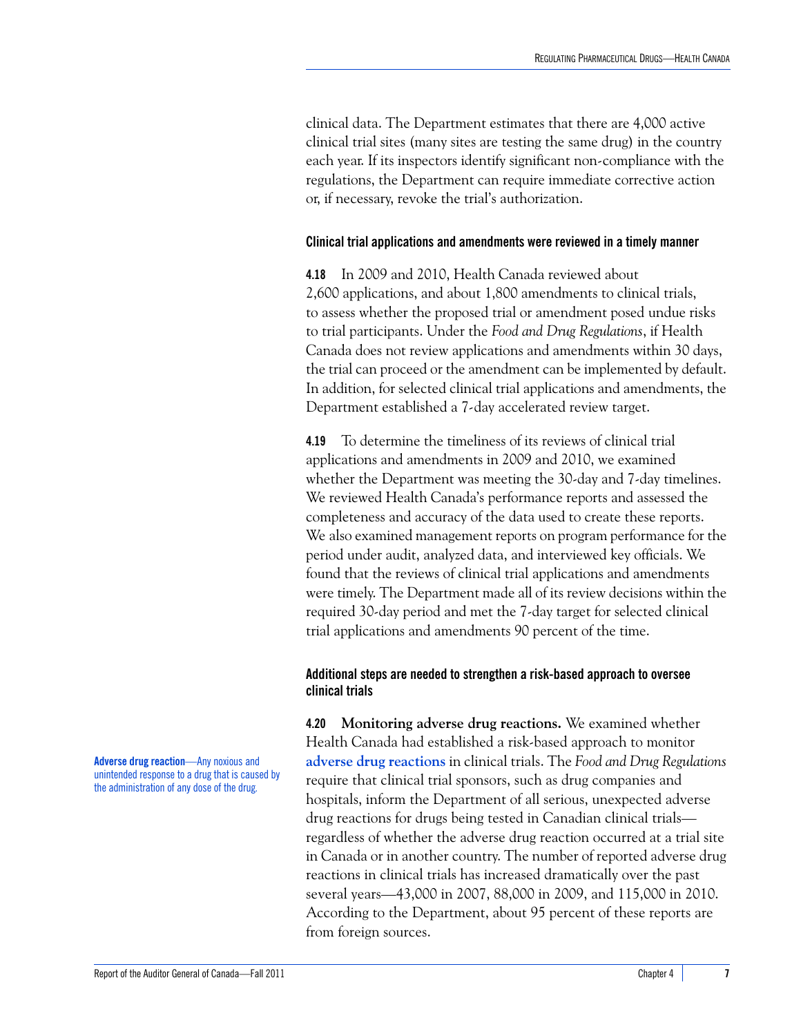clinical data. The Department estimates that there are 4,000 active clinical trial sites (many sites are testing the same drug) in the country each year. If its inspectors identify significant non-compliance with the regulations, the Department can require immediate corrective action or, if necessary, revoke the trial's authorization.

### Clinical trial applications and amendments were reviewed in a timely manner

**4.18** In 2009 and 2010, Health Canada reviewed about 2,600 applications, and about 1,800 amendments to clinical trials, to assess whether the proposed trial or amendment posed undue risks to trial participants. Under the *Food and Drug Regulations*, if Health Canada does not review applications and amendments within 30 days, the trial can proceed or the amendment can be implemented by default. In addition, for selected clinical trial applications and amendments, the Department established a 7-day accelerated review target.

**4.19** To determine the timeliness of its reviews of clinical trial applications and amendments in 2009 and 2010, we examined whether the Department was meeting the 30-day and 7-day timelines. We reviewed Health Canada's performance reports and assessed the completeness and accuracy of the data used to create these reports. We also examined management reports on program performance for the period under audit, analyzed data, and interviewed key officials. We found that the reviews of clinical trial applications and amendments were timely. The Department made all of its review decisions within the required 30-day period and met the 7-day target for selected clinical trial applications and amendments 90 percent of the time.

### Additional steps are needed to strengthen a risk-based approach to oversee clinical trials

**4.20** **Monitoring adverse drug reactions.** We examined whether Health Canada had established a risk-based approach to monitor **adverse drug reactions** in clinical trials. The *Food and Drug Regulations* require that clinical trial sponsors, such as drug companies and hospitals, inform the Department of all serious, unexpected adverse drug reactions for drugs being tested in Canadian clinical trials—regardless of whether the adverse drug reaction occurred at a trial site in Canada or in another country. The number of reported adverse drug reactions in clinical trials has increased dramatically over the past several years—43,000 in 2007, 88,000 in 2009, and 115,000 in 2010. According to the Department, about 95 percent of these reports are from foreign sources.

**Adverse drug reaction**—Any noxious and unintended response to a drug that is caused by the administration of any dose of the drug.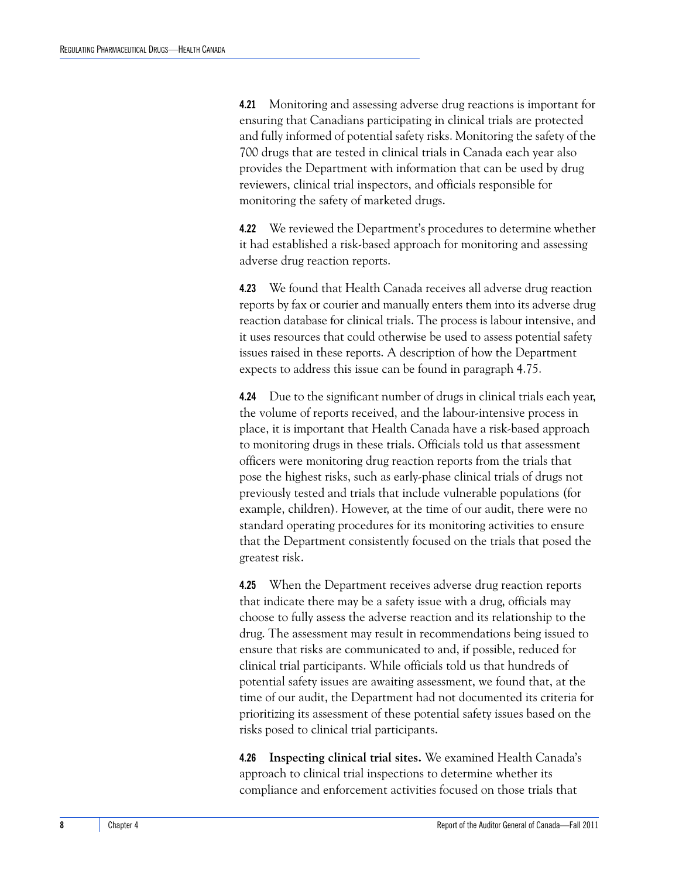**4.21** Monitoring and assessing adverse drug reactions is important for ensuring that Canadians participating in clinical trials are protected and fully informed of potential safety risks. Monitoring the safety of the 700 drugs that are tested in clinical trials in Canada each year also provides the Department with information that can be used by drug reviewers, clinical trial inspectors, and officials responsible for monitoring the safety of marketed drugs.

**4.22** We reviewed the Department's procedures to determine whether it had established a risk-based approach for monitoring and assessing adverse drug reaction reports.

**4.23** We found that Health Canada receives all adverse drug reaction reports by fax or courier and manually enters them into its adverse drug reaction database for clinical trials. The process is labour intensive, and it uses resources that could otherwise be used to assess potential safety issues raised in these reports. A description of how the Department expects to address this issue can be found in paragraph 4.75.

**4.24** Due to the significant number of drugs in clinical trials each year, the volume of reports received, and the labour-intensive process in place, it is important that Health Canada have a risk-based approach to monitoring drugs in these trials. Officials told us that assessment officers were monitoring drug reaction reports from the trials that pose the highest risks, such as early-phase clinical trials of drugs not previously tested and trials that include vulnerable populations (for example, children). However, at the time of our audit, there were no standard operating procedures for its monitoring activities to ensure that the Department consistently focused on the trials that posed the greatest risk.

**4.25** When the Department receives adverse drug reaction reports that indicate there may be a safety issue with a drug, officials may choose to fully assess the adverse reaction and its relationship to the drug. The assessment may result in recommendations being issued to ensure that risks are communicated to and, if possible, reduced for clinical trial participants. While officials told us that hundreds of potential safety issues are awaiting assessment, we found that, at the time of our audit, the Department had not documented its criteria for prioritizing its assessment of these potential safety issues based on the risks posed to clinical trial participants.

**4.26** **Inspecting clinical trial sites.** We examined Health Canada's approach to clinical trial inspections to determine whether its compliance and enforcement activities focused on those trials that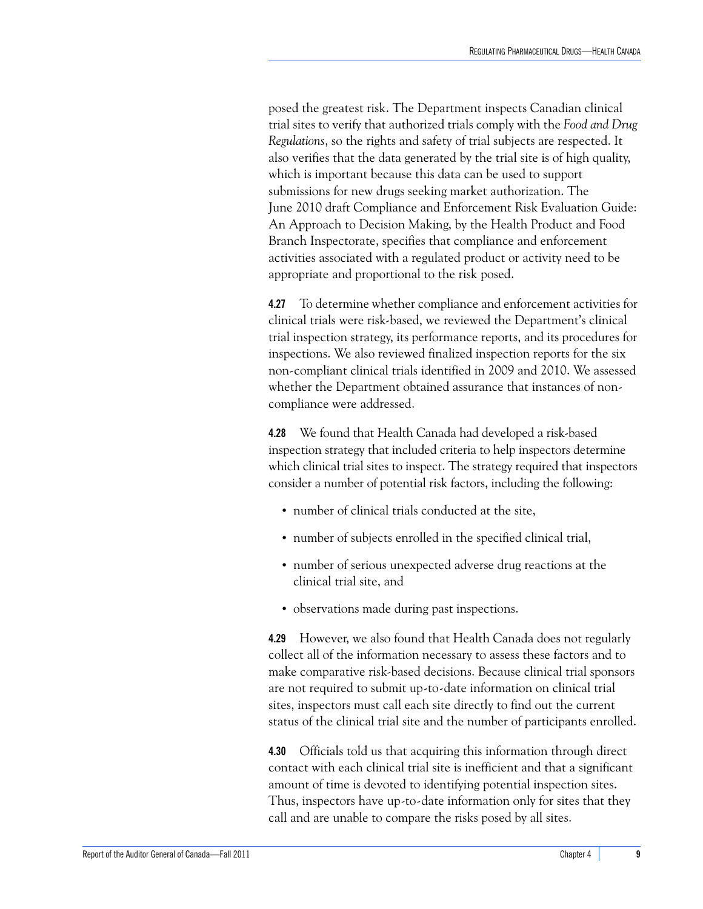posed the greatest risk. The Department inspects Canadian clinical trial sites to verify that authorized trials comply with the *Food and Drug Regulations*, so the rights and safety of trial subjects are respected. It also verifies that the data generated by the trial site is of high quality, which is important because this data can be used to support submissions for new drugs seeking market authorization. The June 2010 draft Compliance and Enforcement Risk Evaluation Guide: An Approach to Decision Making, by the Health Product and Food Branch Inspectorate, specifies that compliance and enforcement activities associated with a regulated product or activity need to be appropriate and proportional to the risk posed.

**4.27** To determine whether compliance and enforcement activities for clinical trials were risk-based, we reviewed the Department's clinical trial inspection strategy, its performance reports, and its procedures for inspections. We also reviewed finalized inspection reports for the six non-compliant clinical trials identified in 2009 and 2010. We assessed whether the Department obtained assurance that instances of non-compliance were addressed.

**4.28** We found that Health Canada had developed a risk-based inspection strategy that included criteria to help inspectors determine which clinical trial sites to inspect. The strategy required that inspectors consider a number of potential risk factors, including the following:

- number of clinical trials conducted at the site,
- number of subjects enrolled in the specified clinical trial,
- number of serious unexpected adverse drug reactions at the clinical trial site, and
- observations made during past inspections.

**4.29** However, we also found that Health Canada does not regularly collect all of the information necessary to assess these factors and to make comparative risk-based decisions. Because clinical trial sponsors are not required to submit up-to-date information on clinical trial sites, inspectors must call each site directly to find out the current status of the clinical trial site and the number of participants enrolled.

**4.30** Officials told us that acquiring this information through direct contact with each clinical trial site is inefficient and that a significant amount of time is devoted to identifying potential inspection sites. Thus, inspectors have up-to-date information only for sites that they call and are unable to compare the risks posed by all sites.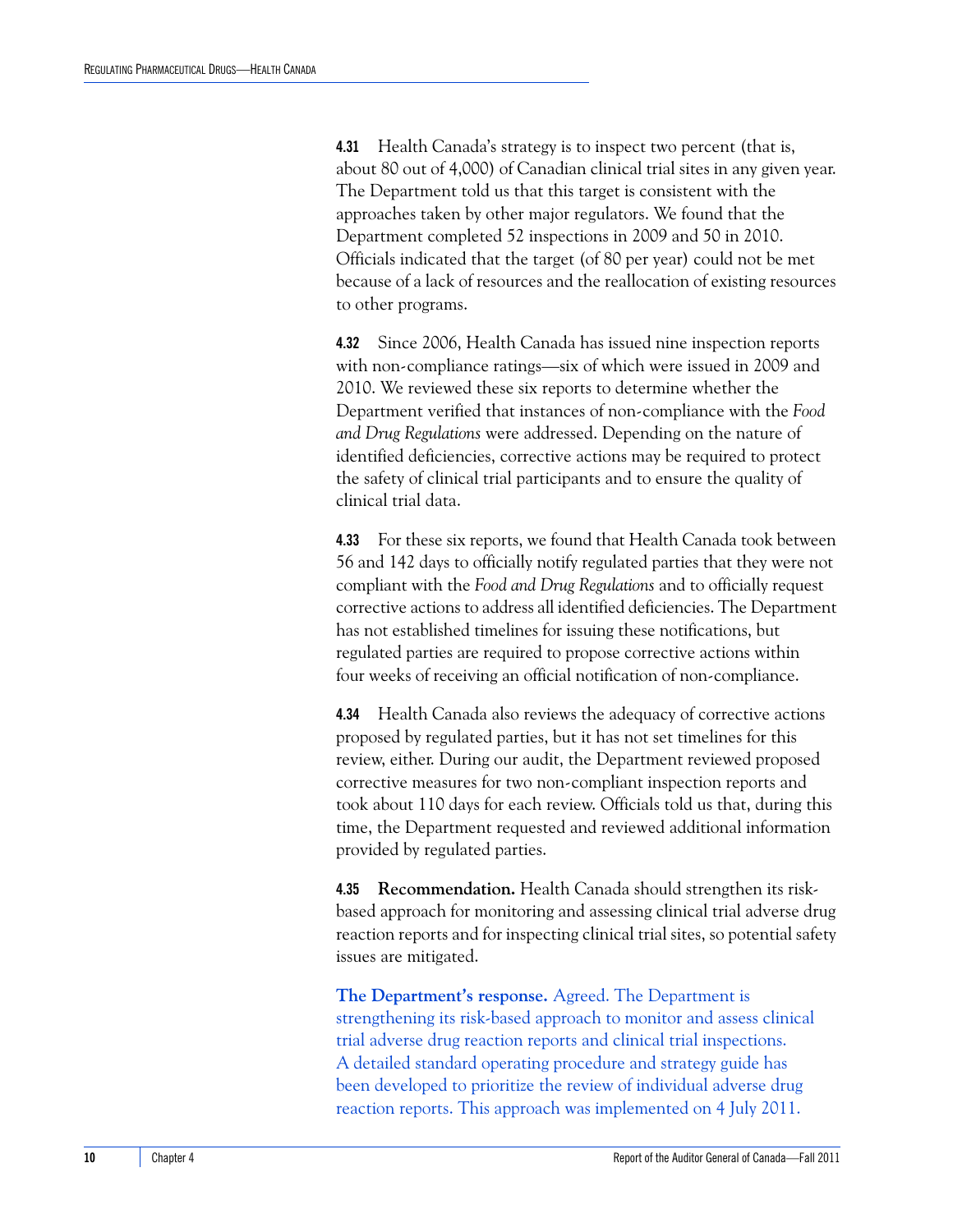**4.31** Health Canada's strategy is to inspect two percent (that is, about 80 out of 4,000) of Canadian clinical trial sites in any given year. The Department told us that this target is consistent with the approaches taken by other major regulators. We found that the Department completed 52 inspections in 2009 and 50 in 2010. Officials indicated that the target (of 80 per year) could not be met because of a lack of resources and the reallocation of existing resources to other programs.

**4.32** Since 2006, Health Canada has issued nine inspection reports with non-compliance ratings—six of which were issued in 2009 and 2010. We reviewed these six reports to determine whether the Department verified that instances of non-compliance with the *Food and Drug Regulations* were addressed. Depending on the nature of identified deficiencies, corrective actions may be required to protect the safety of clinical trial participants and to ensure the quality of clinical trial data.

**4.33** For these six reports, we found that Health Canada took between 56 and 142 days to officially notify regulated parties that they were not compliant with the *Food and Drug Regulations* and to officially request corrective actions to address all identified deficiencies. The Department has not established timelines for issuing these notifications, but regulated parties are required to propose corrective actions within four weeks of receiving an official notification of non-compliance.

**4.34** Health Canada also reviews the adequacy of corrective actions proposed by regulated parties, but it has not set timelines for this review, either. During our audit, the Department reviewed proposed corrective measures for two non-compliant inspection reports and took about 110 days for each review. Officials told us that, during this time, the Department requested and reviewed additional information provided by regulated parties.

**4.35** **Recommendation.** Health Canada should strengthen its risk-based approach for monitoring and assessing clinical trial adverse drug reaction reports and for inspecting clinical trial sites, so potential safety issues are mitigated.

**The Department's response.** Agreed. The Department is strengthening its risk-based approach to monitor and assess clinical trial adverse drug reaction reports and clinical trial inspections. A detailed standard operating procedure and strategy guide has been developed to prioritize the review of individual adverse drug reaction reports. This approach was implemented on 4 July 2011.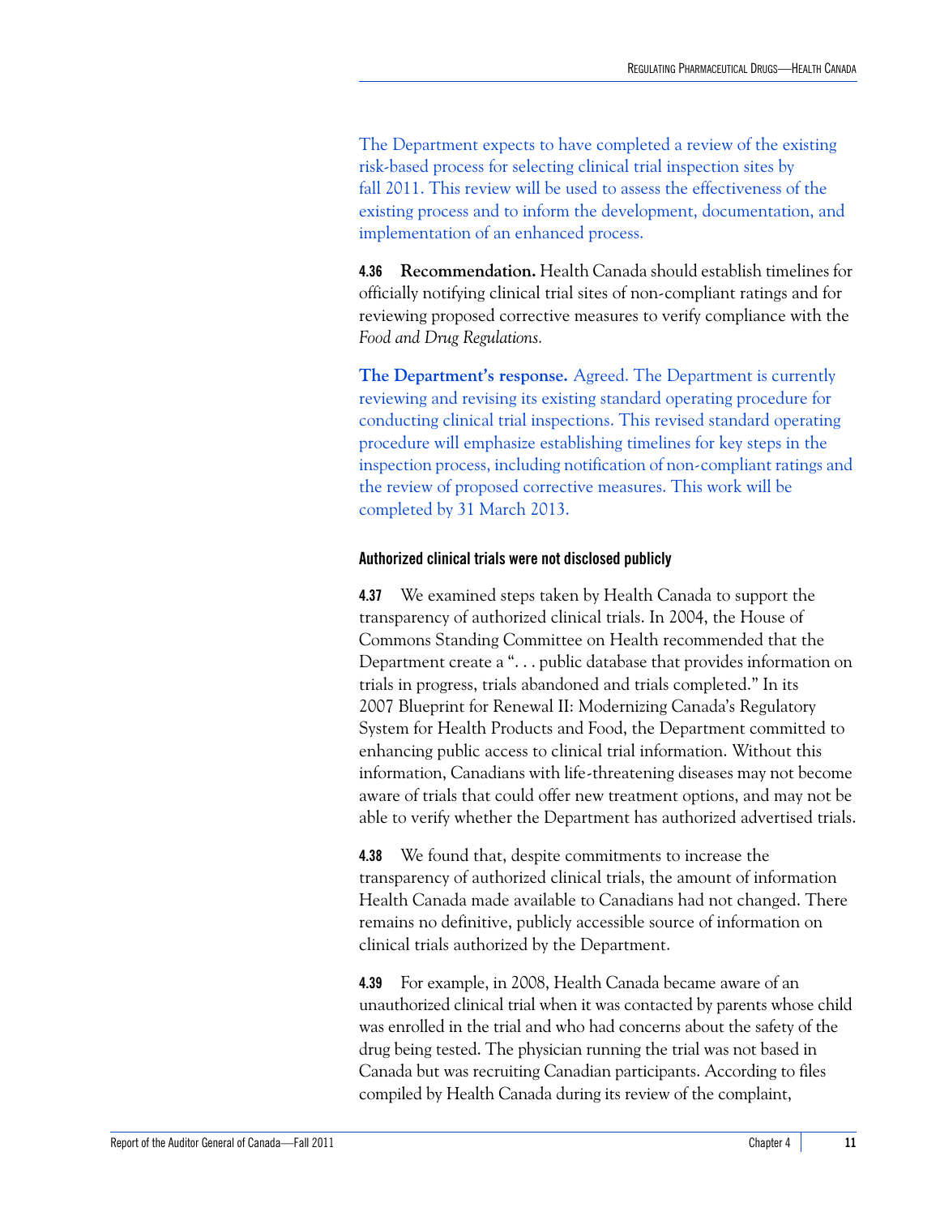The Department expects to have completed a review of the existing risk-based process for selecting clinical trial inspection sites by fall 2011. This review will be used to assess the effectiveness of the existing process and to inform the development, documentation, and implementation of an enhanced process.

**4.36** **Recommendation.** Health Canada should establish timelines for officially notifying clinical trial sites of non-compliant ratings and for reviewing proposed corrective measures to verify compliance with the *Food and Drug Regulations.*

**The Department's response.** Agreed. The Department is currently reviewing and revising its existing standard operating procedure for conducting clinical trial inspections. This revised standard operating procedure will emphasize establishing timelines for key steps in the inspection process, including notification of non-compliant ratings and the review of proposed corrective measures. This work will be completed by 31 March 2013.

#### Authorized clinical trials were not disclosed publicly

**4.37** We examined steps taken by Health Canada to support the transparency of authorized clinical trials. In 2004, the House of Commons Standing Committee on Health recommended that the Department create a ". . . public database that provides information on trials in progress, trials abandoned and trials completed." In its 2007 Blueprint for Renewal II: Modernizing Canada's Regulatory System for Health Products and Food, the Department committed to enhancing public access to clinical trial information. Without this information, Canadians with life-threatening diseases may not become aware of trials that could offer new treatment options, and may not be able to verify whether the Department has authorized advertised trials.

**4.38** We found that, despite commitments to increase the transparency of authorized clinical trials, the amount of information Health Canada made available to Canadians had not changed. There remains no definitive, publicly accessible source of information on clinical trials authorized by the Department.

**4.39** For example, in 2008, Health Canada became aware of an unauthorized clinical trial when it was contacted by parents whose child was enrolled in the trial and who had concerns about the safety of the drug being tested. The physician running the trial was not based in Canada but was recruiting Canadian participants. According to files compiled by Health Canada during its review of the complaint,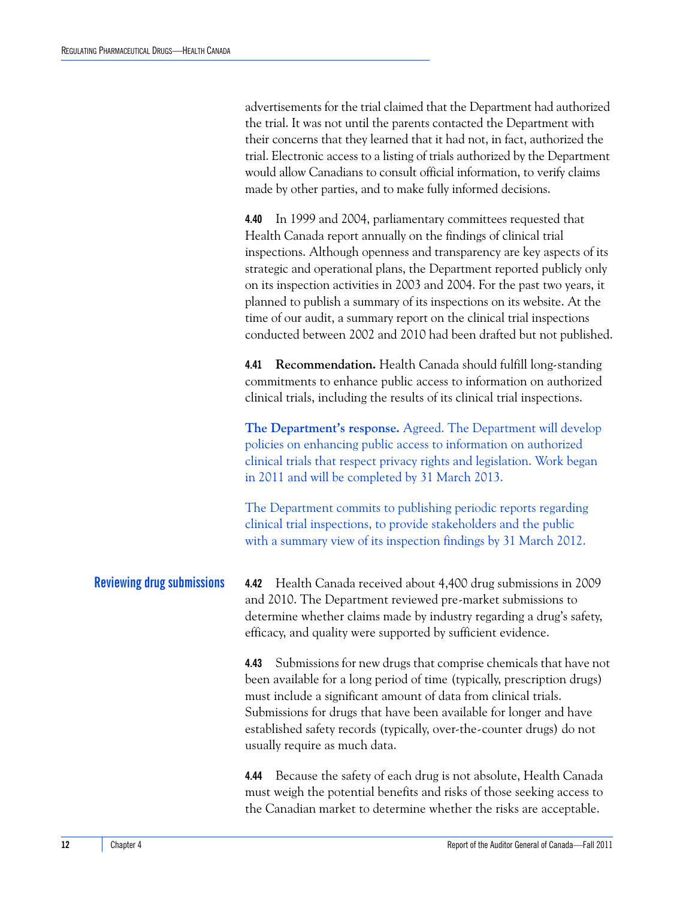advertisements for the trial claimed that the Department had authorized the trial. It was not until the parents contacted the Department with their concerns that they learned that it had not, in fact, authorized the trial. Electronic access to a listing of trials authorized by the Department would allow Canadians to consult official information, to verify claims made by other parties, and to make fully informed decisions.

**4.40** In 1999 and 2004, parliamentary committees requested that Health Canada report annually on the findings of clinical trial inspections. Although openness and transparency are key aspects of its strategic and operational plans, the Department reported publicly only on its inspection activities in 2003 and 2004. For the past two years, it planned to publish a summary of its inspections on its website. At the time of our audit, a summary report on the clinical trial inspections conducted between 2002 and 2010 had been drafted but not published.

**4.41** **Recommendation.** Health Canada should fulfill long-standing commitments to enhance public access to information on authorized clinical trials, including the results of its clinical trial inspections.

**The Department's response.** Agreed. The Department will develop policies on enhancing public access to information on authorized clinical trials that respect privacy rights and legislation. Work began in 2011 and will be completed by 31 March 2013.

The Department commits to publishing periodic reports regarding clinical trial inspections, to provide stakeholders and the public with a summary view of its inspection findings by 31 March 2012.

## Reviewing drug submissions

**4.42** Health Canada received about 4,400 drug submissions in 2009 and 2010. The Department reviewed pre-market submissions to determine whether claims made by industry regarding a drug's safety, efficacy, and quality were supported by sufficient evidence.

**4.43** Submissions for new drugs that comprise chemicals that have not been available for a long period of time (typically, prescription drugs) must include a significant amount of data from clinical trials. Submissions for drugs that have been available for longer and have established safety records (typically, over-the-counter drugs) do not usually require as much data.

**4.44** Because the safety of each drug is not absolute, Health Canada must weigh the potential benefits and risks of those seeking access to the Canadian market to determine whether the risks are acceptable.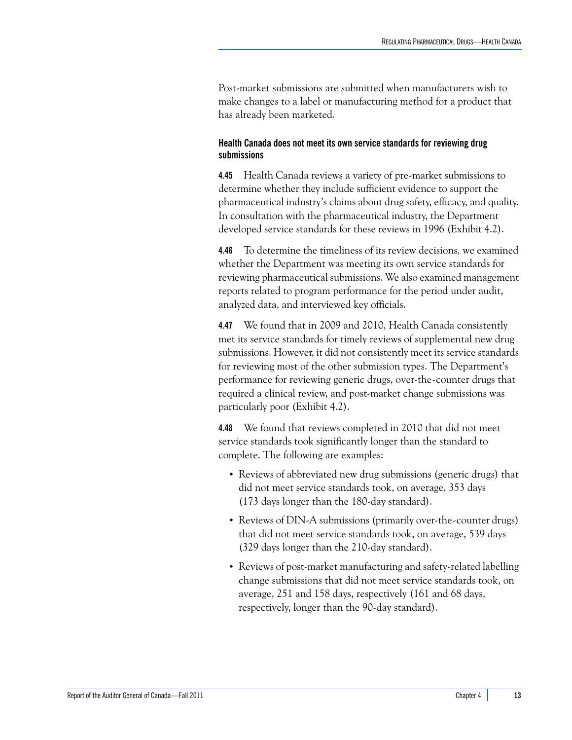Post-market submissions are submitted when manufacturers wish to make changes to a label or manufacturing method for a product that has already been marketed.

### Health Canada does not meet its own service standards for reviewing drug submissions

**4.45** Health Canada reviews a variety of pre-market submissions to determine whether they include sufficient evidence to support the pharmaceutical industry's claims about drug safety, efficacy, and quality. In consultation with the pharmaceutical industry, the Department developed service standards for these reviews in 1996 (Exhibit 4.2).

**4.46** To determine the timeliness of its review decisions, we examined whether the Department was meeting its own service standards for reviewing pharmaceutical submissions. We also examined management reports related to program performance for the period under audit, analyzed data, and interviewed key officials.

**4.47** We found that in 2009 and 2010, Health Canada consistently met its service standards for timely reviews of supplemental new drug submissions. However, it did not consistently meet its service standards for reviewing most of the other submission types. The Department's performance for reviewing generic drugs, over-the-counter drugs that required a clinical review, and post-market change submissions was particularly poor (Exhibit 4.2).

**4.48** We found that reviews completed in 2010 that did not meet service standards took significantly longer than the standard to complete. The following are examples:

- Reviews of abbreviated new drug submissions (generic drugs) that did not meet service standards took, on average, 353 days (173 days longer than the 180-day standard).
- Reviews of DIN-A submissions (primarily over-the-counter drugs) that did not meet service standards took, on average, 539 days (329 days longer than the 210-day standard).
- Reviews of post-market manufacturing and safety-related labelling change submissions that did not meet service standards took, on average, 251 and 158 days, respectively (161 and 68 days, respectively, longer than the 90-day standard).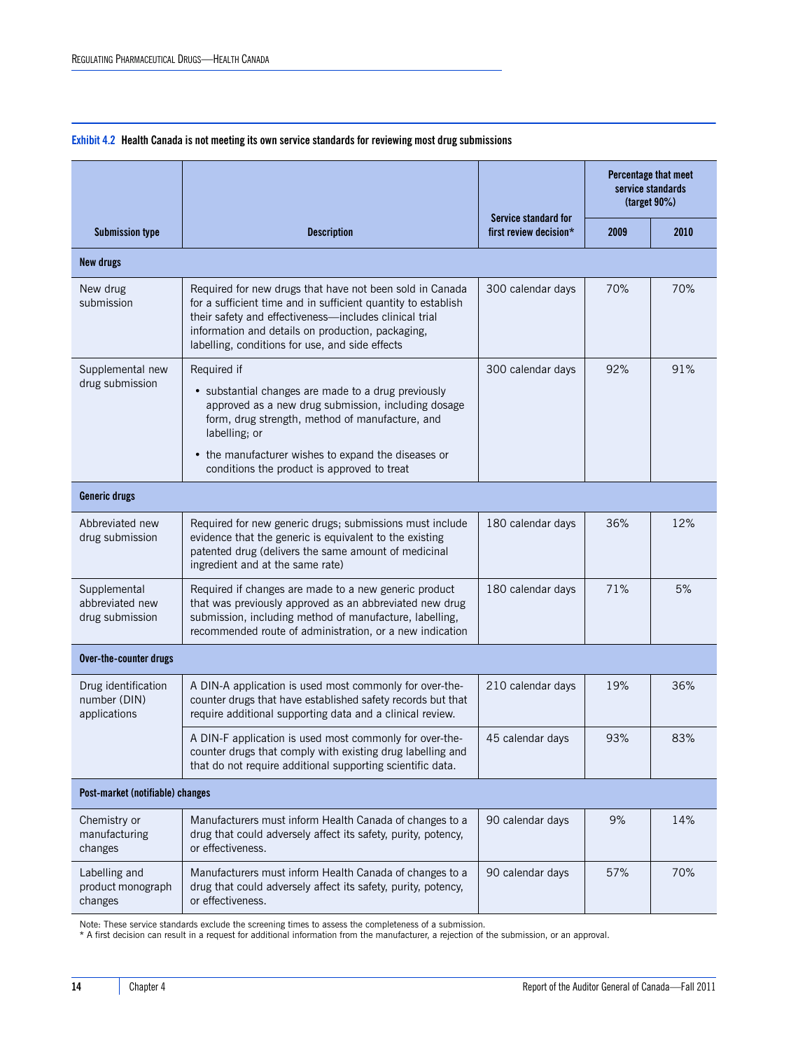**Exhibit 4.2 Health Canada is not meeting its own service standards for reviewing most drug submissions**

| Submission type | Description | Service standard for first review decision* | Percentage that meet service standards (target 90%) | |
|---|---|---|---|---|
| | | | 2009 | 2010 |
| **New drugs** | | | | |
| New drug submission | Required for new drugs that have not been sold in Canada for a sufficient time and in sufficient quantity to establish their safety and effectiveness—includes clinical trial information and details on production, packaging, labelling, conditions for use, and side effects | 300 calendar days | 70% | 70% |
| Supplemental new drug submission | Required if <br>• substantial changes are made to a drug previously approved as a new drug submission, including dosage form, drug strength, method of manufacture, and labelling; or <br>• the manufacturer wishes to expand the diseases or conditions the product is approved to treat | 300 calendar days | 92% | 91% |
| **Generic drugs** | | | | |
| Abbreviated new drug submission | Required for new generic drugs; submissions must include evidence that the generic is equivalent to the existing patented drug (delivers the same amount of medicinal ingredient and at the same rate) | 180 calendar days | 36% | 12% |
| Supplemental abbreviated new drug submission | Required if changes are made to a new generic product that was previously approved as an abbreviated new drug submission, including method of manufacture, labelling, recommended route of administration, or a new indication | 180 calendar days | 71% | 5% |
| **Over-the-counter drugs** | | | | |
| Drug identification number (DIN) applications | A DIN-A application is used most commonly for over-the-counter drugs that have established safety records but that require additional supporting data and a clinical review. | 210 calendar days | 19% | 36% |
| | A DIN-F application is used most commonly for over-the-counter drugs that comply with existing drug labelling and that do not require additional supporting scientific data. | 45 calendar days | 93% | 83% |
| **Post-market (notifiable) changes** | | | | |
| Chemistry or manufacturing changes | Manufacturers must inform Health Canada of changes to a drug that could adversely affect its safety, purity, potency, or effectiveness. | 90 calendar days | 9% | 14% |
| Labelling and product monograph changes | Manufacturers must inform Health Canada of changes to a drug that could adversely affect its safety, purity, potency, or effectiveness. | 90 calendar days | 57% | 70% |

Note: These service standards exclude the screening times to assess the completeness of a submission.

* A first decision can result in a request for additional information from the manufacturer, a rejection of the submission, or an approval.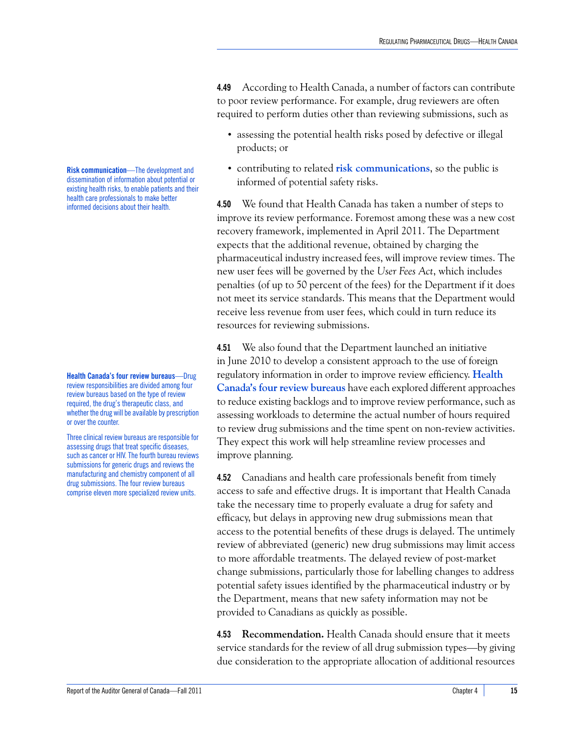**4.49** According to Health Canada, a number of factors can contribute to poor review performance. For example, drug reviewers are often required to perform duties other than reviewing submissions, such as

- assessing the potential health risks posed by defective or illegal products; or
- contributing to related **risk communications**, so the public is informed of potential safety risks.

**Risk communication**—The development and dissemination of information about potential or existing health risks, to enable patients and their health care professionals to make better informed decisions about their health.

**4.50** We found that Health Canada has taken a number of steps to improve its review performance. Foremost among these was a new cost recovery framework, implemented in April 2011. The Department expects that the additional revenue, obtained by charging the pharmaceutical industry increased fees, will improve review times. The new user fees will be governed by the *User Fees Act*, which includes penalties (of up to 50 percent of the fees) for the Department if it does not meet its service standards. This means that the Department would receive less revenue from user fees, which could in turn reduce its resources for reviewing submissions.

**4.51** We also found that the Department launched an initiative in June 2010 to develop a consistent approach to the use of foreign regulatory information in order to improve review efficiency. **Health Canada's four review bureaus** have each explored different approaches to reduce existing backlogs and to improve review performance, such as assessing workloads to determine the actual number of hours required to review drug submissions and the time spent on non-review activities. They expect this work will help streamline review processes and improve planning.

**Health Canada's four review bureaus**—Drug review responsibilities are divided among four review bureaus based on the type of review required, the drug's therapeutic class, and whether the drug will be available by prescription or over the counter.

Three clinical review bureaus are responsible for assessing drugs that treat specific diseases, such as cancer or HIV. The fourth bureau reviews submissions for generic drugs and reviews the manufacturing and chemistry component of all drug submissions. The four review bureaus comprise eleven more specialized review units.

**4.52** Canadians and health care professionals benefit from timely access to safe and effective drugs. It is important that Health Canada take the necessary time to properly evaluate a drug for safety and efficacy, but delays in approving new drug submissions mean that access to the potential benefits of these drugs is delayed. The untimely review of abbreviated (generic) new drug submissions may limit access to more affordable treatments. The delayed review of post-market change submissions, particularly those for labelling changes to address potential safety issues identified by the pharmaceutical industry or by the Department, means that new safety information may not be provided to Canadians as quickly as possible.

**4.53** **Recommendation.** Health Canada should ensure that it meets service standards for the review of all drug submission types—by giving due consideration to the appropriate allocation of additional resources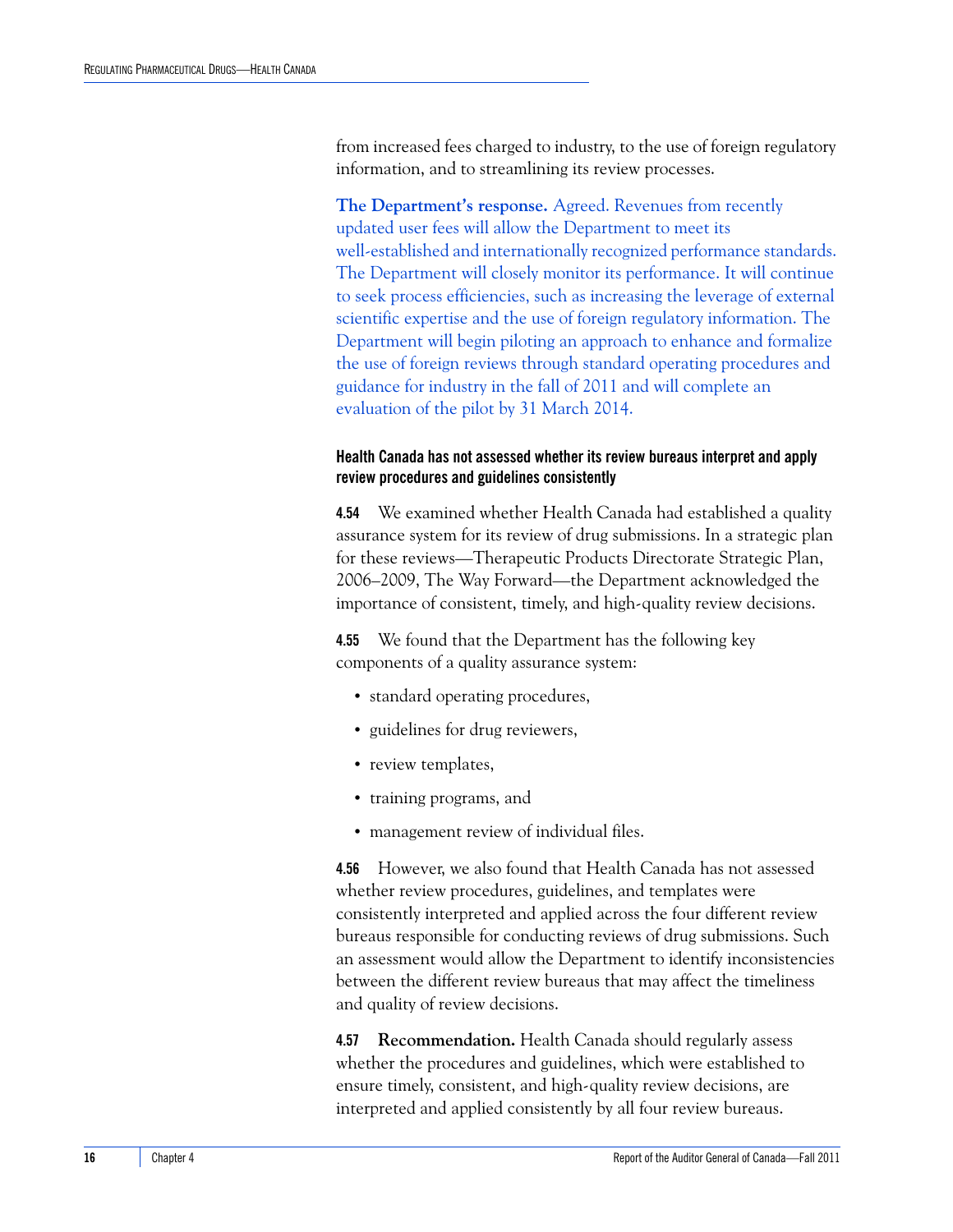from increased fees charged to industry, to the use of foreign regulatory information, and to streamlining its review processes.

**The Department's response.** Agreed. Revenues from recently updated user fees will allow the Department to meet its well-established and internationally recognized performance standards. The Department will closely monitor its performance. It will continue to seek process efficiencies, such as increasing the leverage of external scientific expertise and the use of foreign regulatory information. The Department will begin piloting an approach to enhance and formalize the use of foreign reviews through standard operating procedures and guidance for industry in the fall of 2011 and will complete an evaluation of the pilot by 31 March 2014.

### Health Canada has not assessed whether its review bureaus interpret and apply review procedures and guidelines consistently

**4.54** We examined whether Health Canada had established a quality assurance system for its review of drug submissions. In a strategic plan for these reviews—Therapeutic Products Directorate Strategic Plan, 2006–2009, The Way Forward—the Department acknowledged the importance of consistent, timely, and high-quality review decisions.

**4.55** We found that the Department has the following key components of a quality assurance system:

- standard operating procedures,
- guidelines for drug reviewers,
- review templates,
- training programs, and
- management review of individual files.

**4.56** However, we also found that Health Canada has not assessed whether review procedures, guidelines, and templates were consistently interpreted and applied across the four different review bureaus responsible for conducting reviews of drug submissions. Such an assessment would allow the Department to identify inconsistencies between the different review bureaus that may affect the timeliness and quality of review decisions.

**4.57 Recommendation.** Health Canada should regularly assess whether the procedures and guidelines, which were established to ensure timely, consistent, and high-quality review decisions, are interpreted and applied consistently by all four review bureaus.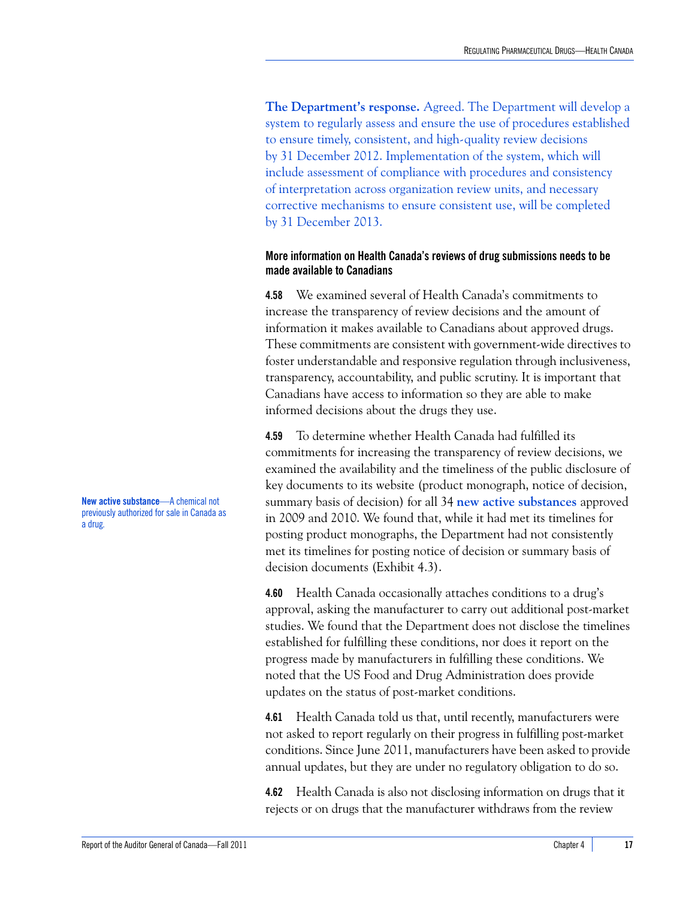**The Department's response.** Agreed. The Department will develop a system to regularly assess and ensure the use of procedures established to ensure timely, consistent, and high-quality review decisions by 31 December 2012. Implementation of the system, which will include assessment of compliance with procedures and consistency of interpretation across organization review units, and necessary corrective mechanisms to ensure consistent use, will be completed by 31 December 2013.

### More information on Health Canada's reviews of drug submissions needs to be made available to Canadians

**4.58** We examined several of Health Canada's commitments to increase the transparency of review decisions and the amount of information it makes available to Canadians about approved drugs. These commitments are consistent with government-wide directives to foster understandable and responsive regulation through inclusiveness, transparency, accountability, and public scrutiny. It is important that Canadians have access to information so they are able to make informed decisions about the drugs they use.

**4.59** To determine whether Health Canada had fulfilled its commitments for increasing the transparency of review decisions, we examined the availability and the timeliness of the public disclosure of key documents to its website (product monograph, notice of decision, summary basis of decision) for all 34 **new active substances** approved in 2009 and 2010. We found that, while it had met its timelines for posting product monographs, the Department had not consistently met its timelines for posting notice of decision or summary basis of decision documents (Exhibit 4.3).

**New active substance**—A chemical not previously authorized for sale in Canada as a drug.

**4.60** Health Canada occasionally attaches conditions to a drug's approval, asking the manufacturer to carry out additional post-market studies. We found that the Department does not disclose the timelines established for fulfilling these conditions, nor does it report on the progress made by manufacturers in fulfilling these conditions. We noted that the US Food and Drug Administration does provide updates on the status of post-market conditions.

**4.61** Health Canada told us that, until recently, manufacturers were not asked to report regularly on their progress in fulfilling post-market conditions. Since June 2011, manufacturers have been asked to provide annual updates, but they are under no regulatory obligation to do so.

**4.62** Health Canada is also not disclosing information on drugs that it rejects or on drugs that the manufacturer withdraws from the review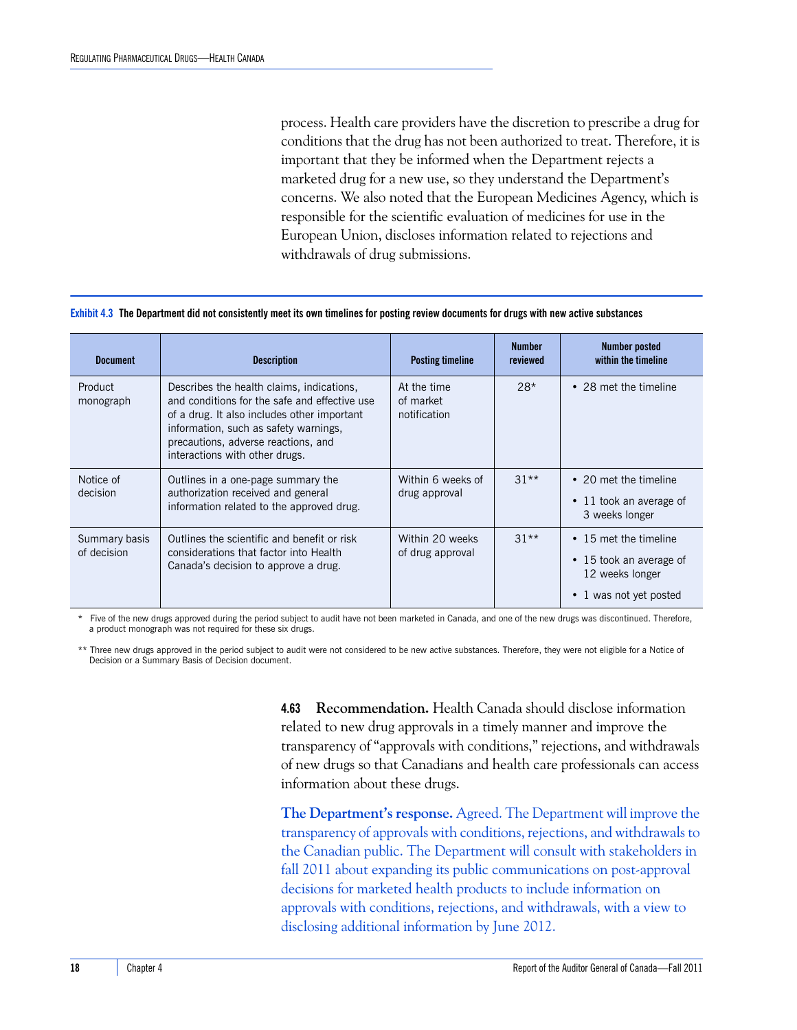process. Health care providers have the discretion to prescribe a drug for conditions that the drug has not been authorized to treat. Therefore, it is important that they be informed when the Department rejects a marketed drug for a new use, so they understand the Department's concerns. We also noted that the European Medicines Agency, which is responsible for the scientific evaluation of medicines for use in the European Union, discloses information related to rejections and withdrawals of drug submissions.

**Exhibit 4.3 The Department did not consistently meet its own timelines for posting review documents for drugs with new active substances**

| Document | Description | Posting timeline | Number reviewed | Number posted within the timeline |
|---|---|---|---|---|
| Product monograph | Describes the health claims, indications, and conditions for the safe and effective use of a drug. It also includes other important information, such as safety warnings, precautions, adverse reactions, and interactions with other drugs. | At the time of market notification | 28* | • 28 met the timeline |
| Notice of decision | Outlines in a one-page summary the authorization received and general information related to the approved drug. | Within 6 weeks of drug approval | 31** | • 20 met the timeline<br>• 11 took an average of 3 weeks longer |
| Summary basis of decision | Outlines the scientific and benefit or risk considerations that factor into Health Canada's decision to approve a drug. | Within 20 weeks of drug approval | 31** | • 15 met the timeline<br>• 15 took an average of 12 weeks longer<br>• 1 was not yet posted |

\* Five of the new drugs approved during the period subject to audit have not been marketed in Canada, and one of the new drugs was discontinued. Therefore, a product monograph was not required for these six drugs.

\*\* Three new drugs approved in the period subject to audit were not considered to be new active substances. Therefore, they were not eligible for a Notice of Decision or a Summary Basis of Decision document.

**4.63 Recommendation.** Health Canada should disclose information related to new drug approvals in a timely manner and improve the transparency of "approvals with conditions," rejections, and withdrawals of new drugs so that Canadians and health care professionals can access information about these drugs.

**The Department's response.** Agreed. The Department will improve the transparency of approvals with conditions, rejections, and withdrawals to the Canadian public. The Department will consult with stakeholders in fall 2011 about expanding its public communications on post-approval decisions for marketed health products to include information on approvals with conditions, rejections, and withdrawals, with a view to disclosing additional information by June 2012.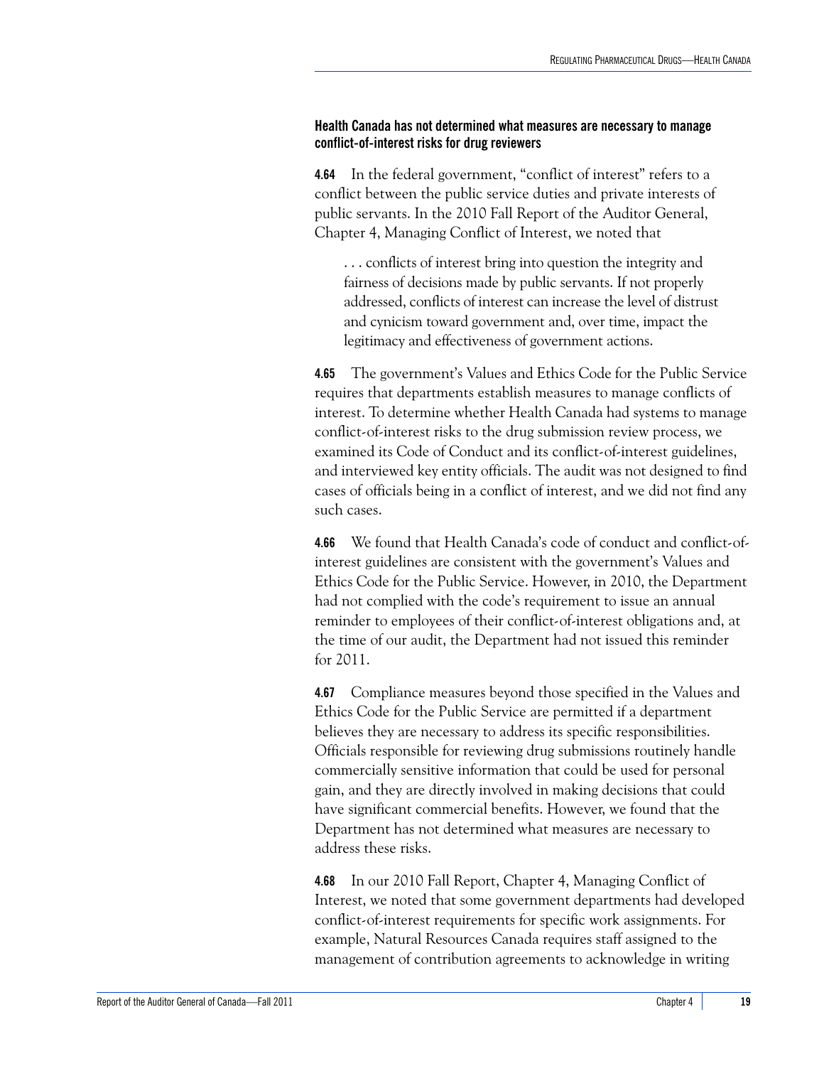### Health Canada has not determined what measures are necessary to manage conflict-of-interest risks for drug reviewers

**4.64** In the federal government, "conflict of interest" refers to a conflict between the public service duties and private interests of public servants. In the 2010 Fall Report of the Auditor General, Chapter 4, Managing Conflict of Interest, we noted that

> . . . conflicts of interest bring into question the integrity and fairness of decisions made by public servants. If not properly addressed, conflicts of interest can increase the level of distrust and cynicism toward government and, over time, impact the legitimacy and effectiveness of government actions.

**4.65** The government's Values and Ethics Code for the Public Service requires that departments establish measures to manage conflicts of interest. To determine whether Health Canada had systems to manage conflict-of-interest risks to the drug submission review process, we examined its Code of Conduct and its conflict-of-interest guidelines, and interviewed key entity officials. The audit was not designed to find cases of officials being in a conflict of interest, and we did not find any such cases.

**4.66** We found that Health Canada's code of conduct and conflict-of-interest guidelines are consistent with the government's Values and Ethics Code for the Public Service. However, in 2010, the Department had not complied with the code's requirement to issue an annual reminder to employees of their conflict-of-interest obligations and, at the time of our audit, the Department had not issued this reminder for 2011.

**4.67** Compliance measures beyond those specified in the Values and Ethics Code for the Public Service are permitted if a department believes they are necessary to address its specific responsibilities. Officials responsible for reviewing drug submissions routinely handle commercially sensitive information that could be used for personal gain, and they are directly involved in making decisions that could have significant commercial benefits. However, we found that the Department has not determined what measures are necessary to address these risks.

**4.68** In our 2010 Fall Report, Chapter 4, Managing Conflict of Interest, we noted that some government departments had developed conflict-of-interest requirements for specific work assignments. For example, Natural Resources Canada requires staff assigned to the management of contribution agreements to acknowledge in writing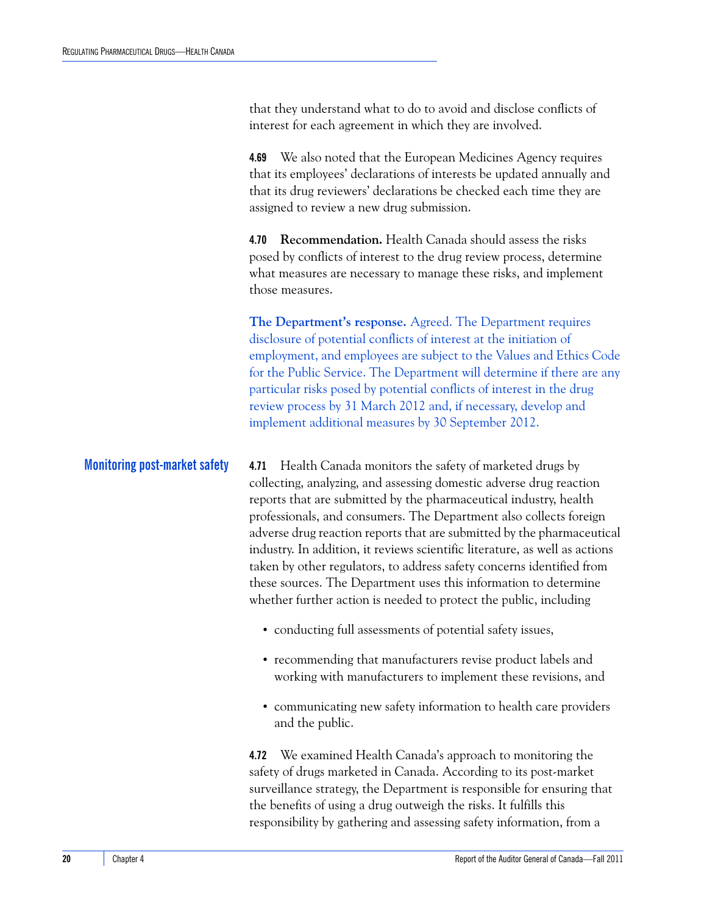that they understand what to do to avoid and disclose conflicts of interest for each agreement in which they are involved.

**4.69** We also noted that the European Medicines Agency requires that its employees' declarations of interests be updated annually and that its drug reviewers' declarations be checked each time they are assigned to review a new drug submission.

**4.70** **Recommendation.** Health Canada should assess the risks posed by conflicts of interest to the drug review process, determine what measures are necessary to manage these risks, and implement those measures.

**The Department's response.** Agreed. The Department requires disclosure of potential conflicts of interest at the initiation of employment, and employees are subject to the Values and Ethics Code for the Public Service. The Department will determine if there are any particular risks posed by potential conflicts of interest in the drug review process by 31 March 2012 and, if necessary, develop and implement additional measures by 30 September 2012.

## Monitoring post-market safety

**4.71** Health Canada monitors the safety of marketed drugs by collecting, analyzing, and assessing domestic adverse drug reaction reports that are submitted by the pharmaceutical industry, health professionals, and consumers. The Department also collects foreign adverse drug reaction reports that are submitted by the pharmaceutical industry. In addition, it reviews scientific literature, as well as actions taken by other regulators, to address safety concerns identified from these sources. The Department uses this information to determine whether further action is needed to protect the public, including

- conducting full assessments of potential safety issues,
- recommending that manufacturers revise product labels and working with manufacturers to implement these revisions, and
- communicating new safety information to health care providers and the public.

**4.72** We examined Health Canada's approach to monitoring the safety of drugs marketed in Canada. According to its post-market surveillance strategy, the Department is responsible for ensuring that the benefits of using a drug outweigh the risks. It fulfills this responsibility by gathering and assessing safety information, from a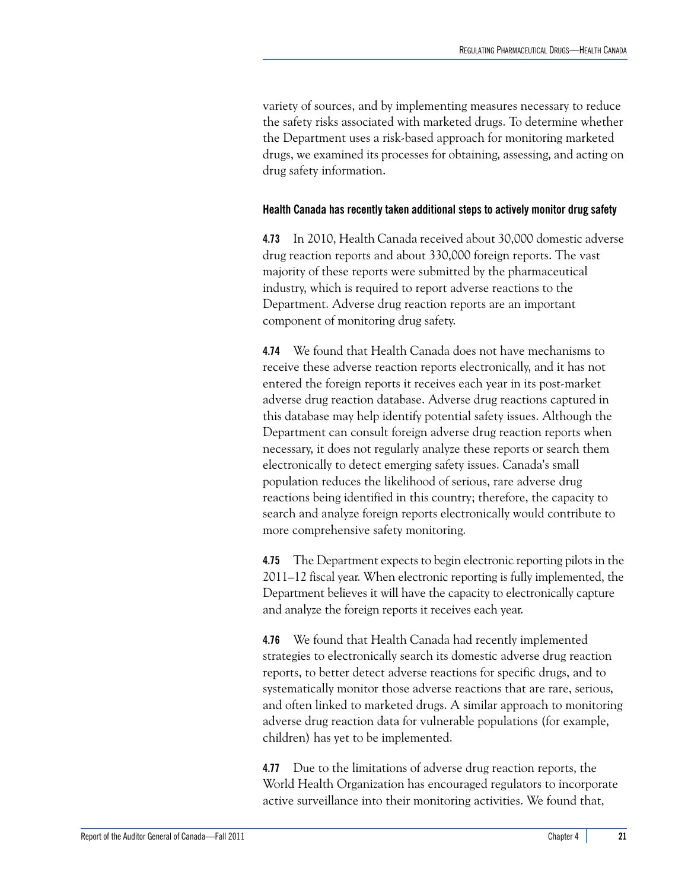variety of sources, and by implementing measures necessary to reduce the safety risks associated with marketed drugs. To determine whether the Department uses a risk-based approach for monitoring marketed drugs, we examined its processes for obtaining, assessing, and acting on drug safety information.

### Health Canada has recently taken additional steps to actively monitor drug safety

**4.73** In 2010, Health Canada received about 30,000 domestic adverse drug reaction reports and about 330,000 foreign reports. The vast majority of these reports were submitted by the pharmaceutical industry, which is required to report adverse reactions to the Department. Adverse drug reaction reports are an important component of monitoring drug safety.

**4.74** We found that Health Canada does not have mechanisms to receive these adverse reaction reports electronically, and it has not entered the foreign reports it receives each year in its post-market adverse drug reaction database. Adverse drug reactions captured in this database may help identify potential safety issues. Although the Department can consult foreign adverse drug reaction reports when necessary, it does not regularly analyze these reports or search them electronically to detect emerging safety issues. Canada's small population reduces the likelihood of serious, rare adverse drug reactions being identified in this country; therefore, the capacity to search and analyze foreign reports electronically would contribute to more comprehensive safety monitoring.

**4.75** The Department expects to begin electronic reporting pilots in the 2011–12 fiscal year. When electronic reporting is fully implemented, the Department believes it will have the capacity to electronically capture and analyze the foreign reports it receives each year.

**4.76** We found that Health Canada had recently implemented strategies to electronically search its domestic adverse drug reaction reports, to better detect adverse reactions for specific drugs, and to systematically monitor those adverse reactions that are rare, serious, and often linked to marketed drugs. A similar approach to monitoring adverse drug reaction data for vulnerable populations (for example, children) has yet to be implemented.

**4.77** Due to the limitations of adverse drug reaction reports, the World Health Organization has encouraged regulators to incorporate active surveillance into their monitoring activities. We found that,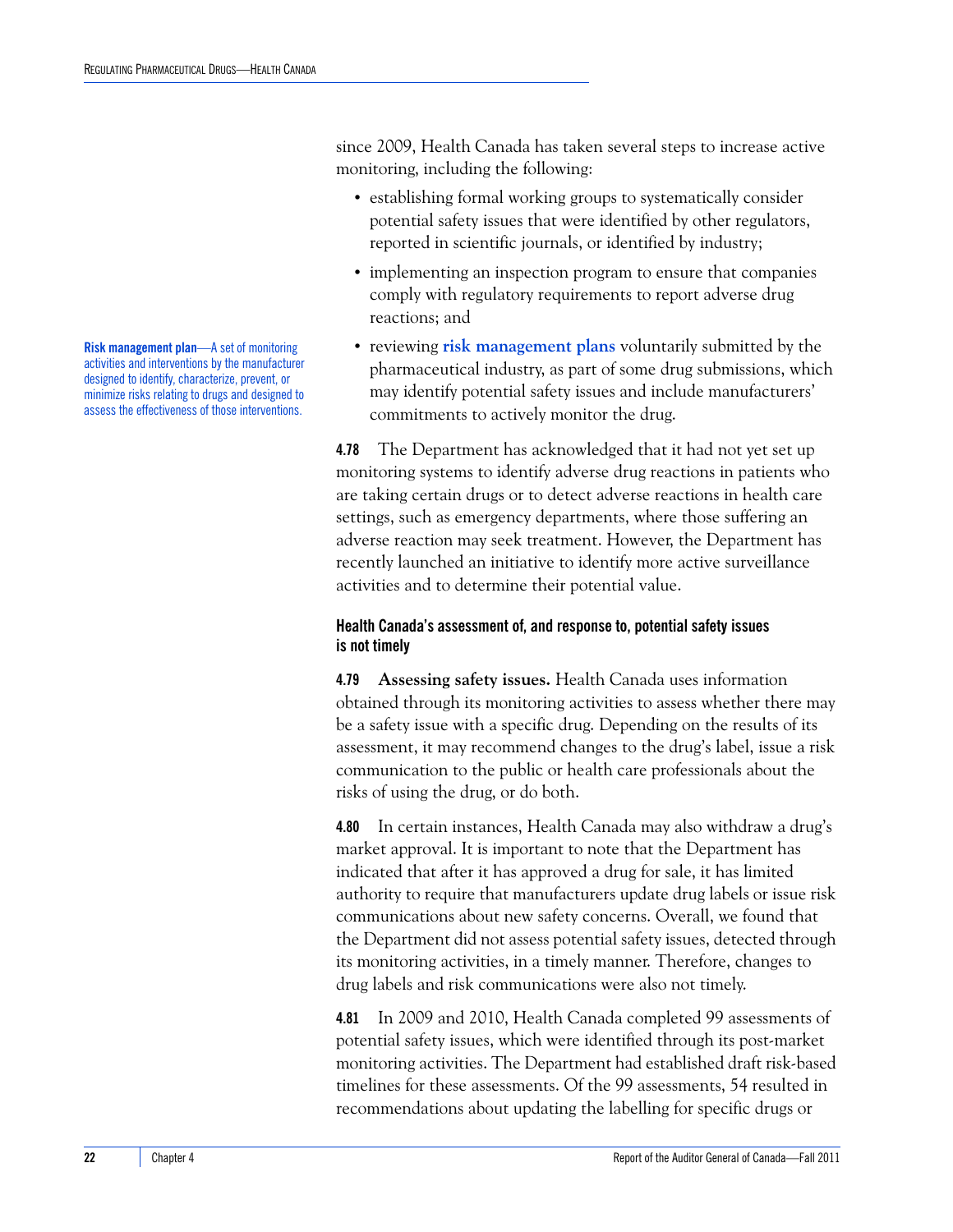since 2009, Health Canada has taken several steps to increase active monitoring, including the following:

- establishing formal working groups to systematically consider potential safety issues that were identified by other regulators, reported in scientific journals, or identified by industry;
- implementing an inspection program to ensure that companies comply with regulatory requirements to report adverse drug reactions; and
- reviewing **risk management plans** voluntarily submitted by the pharmaceutical industry, as part of some drug submissions, which may identify potential safety issues and include manufacturers' commitments to actively monitor the drug.

**Risk management plan**—A set of monitoring activities and interventions by the manufacturer designed to identify, characterize, prevent, or minimize risks relating to drugs and designed to assess the effectiveness of those interventions.

**4.78** The Department has acknowledged that it had not yet set up monitoring systems to identify adverse drug reactions in patients who are taking certain drugs or to detect adverse reactions in health care settings, such as emergency departments, where those suffering an adverse reaction may seek treatment. However, the Department has recently launched an initiative to identify more active surveillance activities and to determine their potential value.

### Health Canada's assessment of, and response to, potential safety issues is not timely

**4.79** **Assessing safety issues.** Health Canada uses information obtained through its monitoring activities to assess whether there may be a safety issue with a specific drug. Depending on the results of its assessment, it may recommend changes to the drug's label, issue a risk communication to the public or health care professionals about the risks of using the drug, or do both.

**4.80** In certain instances, Health Canada may also withdraw a drug's market approval. It is important to note that the Department has indicated that after it has approved a drug for sale, it has limited authority to require that manufacturers update drug labels or issue risk communications about new safety concerns. Overall, we found that the Department did not assess potential safety issues, detected through its monitoring activities, in a timely manner. Therefore, changes to drug labels and risk communications were also not timely.

**4.81** In 2009 and 2010, Health Canada completed 99 assessments of potential safety issues, which were identified through its post-market monitoring activities. The Department had established draft risk-based timelines for these assessments. Of the 99 assessments, 54 resulted in recommendations about updating the labelling for specific drugs or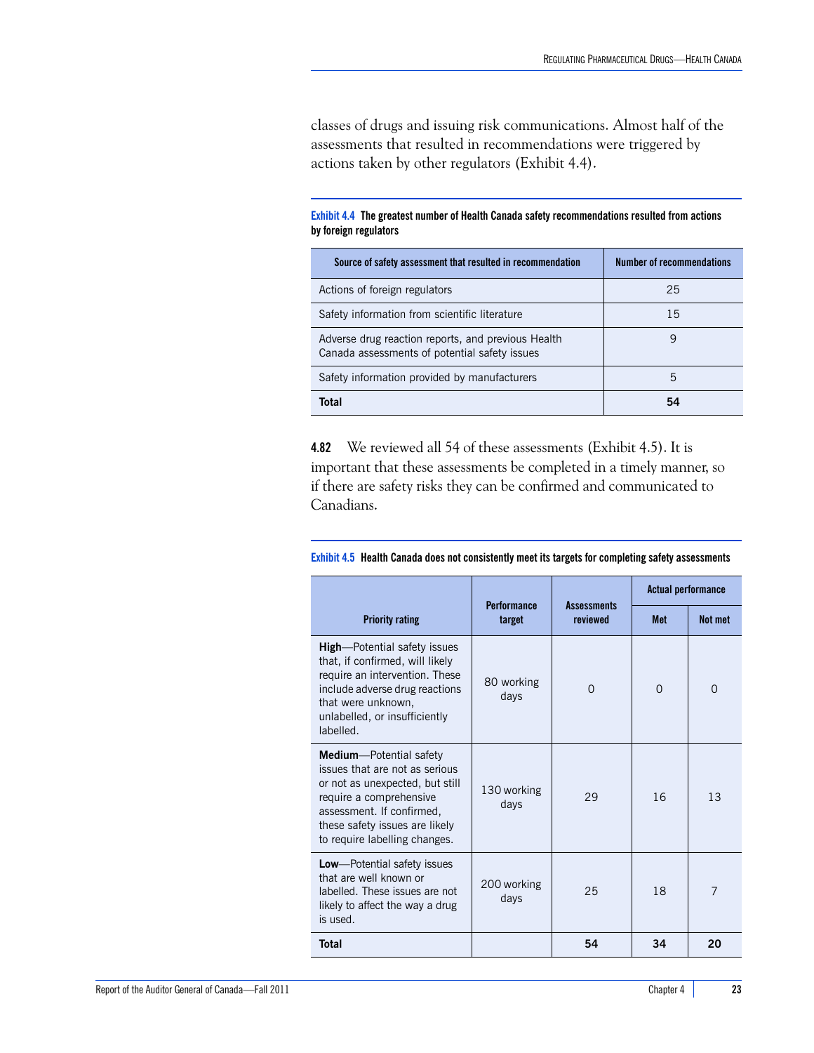classes of drugs and issuing risk communications. Almost half of the assessments that resulted in recommendations were triggered by actions taken by other regulators (Exhibit 4.4).

**Exhibit 4.4 The greatest number of Health Canada safety recommendations resulted from actions by foreign regulators**

| Source of safety assessment that resulted in recommendation | Number of recommendations |
|---|---|
| Actions of foreign regulators | 25 |
| Safety information from scientific literature | 15 |
| Adverse drug reaction reports, and previous Health Canada assessments of potential safety issues | 9 |
| Safety information provided by manufacturers | 5 |
| **Total** | **54** |

**4.82** We reviewed all 54 of these assessments (Exhibit 4.5). It is important that these assessments be completed in a timely manner, so if there are safety risks they can be confirmed and communicated to Canadians.

**Exhibit 4.5 Health Canada does not consistently meet its targets for completing safety assessments**

| Priority rating | Performance target | Assessments reviewed | Actual performance | |
|---|---|---|---|---|
| | | | Met | Not met |
| **High**—Potential safety issues that, if confirmed, will likely require an intervention. These include adverse drug reactions that were unknown, unlabelled, or insufficiently labelled. | 80 working days | 0 | 0 | 0 |
| **Medium**—Potential safety issues that are not as serious or not as unexpected, but still require a comprehensive assessment. If confirmed, these safety issues are likely to require labelling changes. | 130 working days | 29 | 16 | 13 |
| **Low**—Potential safety issues that are well known or labelled. These issues are not likely to affect the way a drug is used. | 200 working days | 25 | 18 | 7 |
| **Total** | | **54** | **34** | **20** |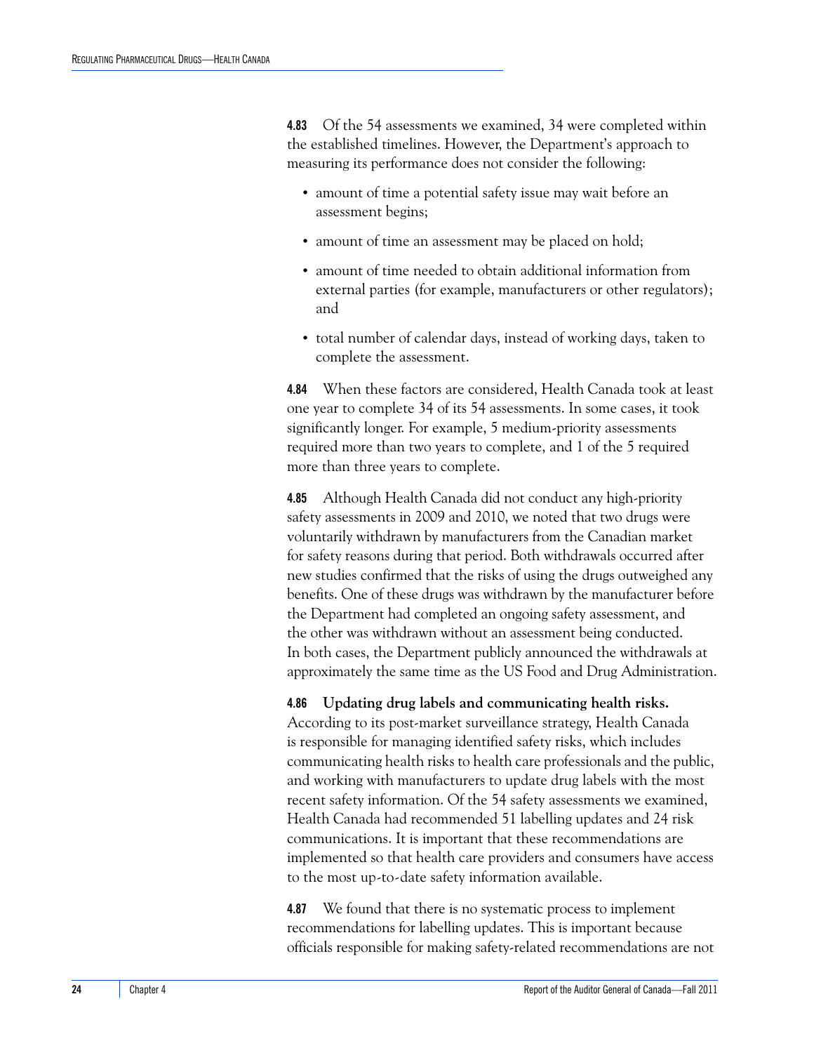**4.83** Of the 54 assessments we examined, 34 were completed within the established timelines. However, the Department's approach to measuring its performance does not consider the following:

- amount of time a potential safety issue may wait before an assessment begins;
- amount of time an assessment may be placed on hold;
- amount of time needed to obtain additional information from external parties (for example, manufacturers or other regulators); and
- total number of calendar days, instead of working days, taken to complete the assessment.

**4.84** When these factors are considered, Health Canada took at least one year to complete 34 of its 54 assessments. In some cases, it took significantly longer. For example, 5 medium-priority assessments required more than two years to complete, and 1 of the 5 required more than three years to complete.

**4.85** Although Health Canada did not conduct any high-priority safety assessments in 2009 and 2010, we noted that two drugs were voluntarily withdrawn by manufacturers from the Canadian market for safety reasons during that period. Both withdrawals occurred after new studies confirmed that the risks of using the drugs outweighed any benefits. One of these drugs was withdrawn by the manufacturer before the Department had completed an ongoing safety assessment, and the other was withdrawn without an assessment being conducted. In both cases, the Department publicly announced the withdrawals at approximately the same time as the US Food and Drug Administration.

**4.86** **Updating drug labels and communicating health risks.** According to its post-market surveillance strategy, Health Canada is responsible for managing identified safety risks, which includes communicating health risks to health care professionals and the public, and working with manufacturers to update drug labels with the most recent safety information. Of the 54 safety assessments we examined, Health Canada had recommended 51 labelling updates and 24 risk communications. It is important that these recommendations are implemented so that health care providers and consumers have access to the most up-to-date safety information available.

**4.87** We found that there is no systematic process to implement recommendations for labelling updates. This is important because officials responsible for making safety-related recommendations are not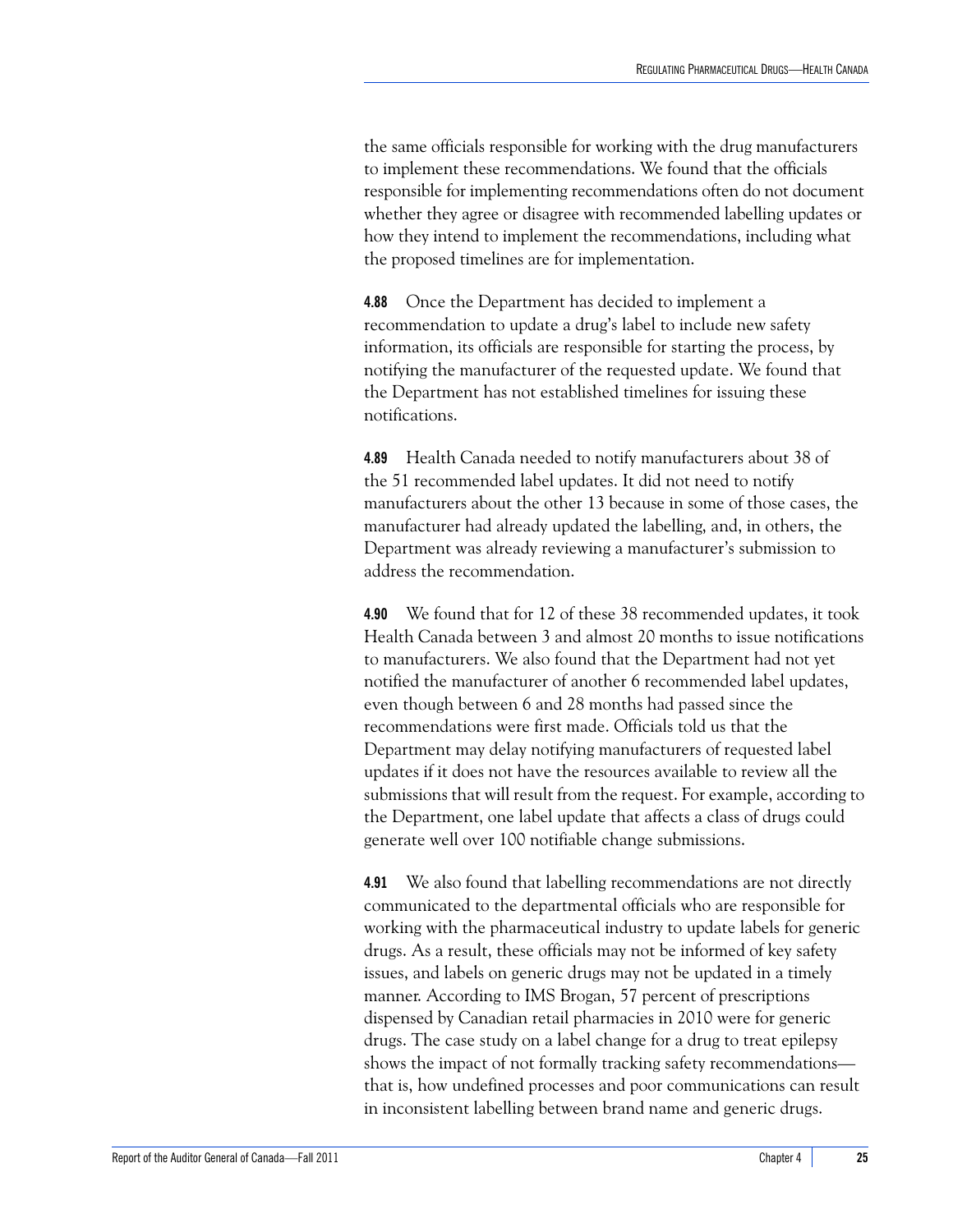the same officials responsible for working with the drug manufacturers to implement these recommendations. We found that the officials responsible for implementing recommendations often do not document whether they agree or disagree with recommended labelling updates or how they intend to implement the recommendations, including what the proposed timelines are for implementation.

**4.88** Once the Department has decided to implement a recommendation to update a drug's label to include new safety information, its officials are responsible for starting the process, by notifying the manufacturer of the requested update. We found that the Department has not established timelines for issuing these notifications.

**4.89** Health Canada needed to notify manufacturers about 38 of the 51 recommended label updates. It did not need to notify manufacturers about the other 13 because in some of those cases, the manufacturer had already updated the labelling, and, in others, the Department was already reviewing a manufacturer's submission to address the recommendation.

**4.90** We found that for 12 of these 38 recommended updates, it took Health Canada between 3 and almost 20 months to issue notifications to manufacturers. We also found that the Department had not yet notified the manufacturer of another 6 recommended label updates, even though between 6 and 28 months had passed since the recommendations were first made. Officials told us that the Department may delay notifying manufacturers of requested label updates if it does not have the resources available to review all the submissions that will result from the request. For example, according to the Department, one label update that affects a class of drugs could generate well over 100 notifiable change submissions.

**4.91** We also found that labelling recommendations are not directly communicated to the departmental officials who are responsible for working with the pharmaceutical industry to update labels for generic drugs. As a result, these officials may not be informed of key safety issues, and labels on generic drugs may not be updated in a timely manner. According to IMS Brogan, 57 percent of prescriptions dispensed by Canadian retail pharmacies in 2010 were for generic drugs. The case study on a label change for a drug to treat epilepsy shows the impact of not formally tracking safety recommendations—that is, how undefined processes and poor communications can result in inconsistent labelling between brand name and generic drugs.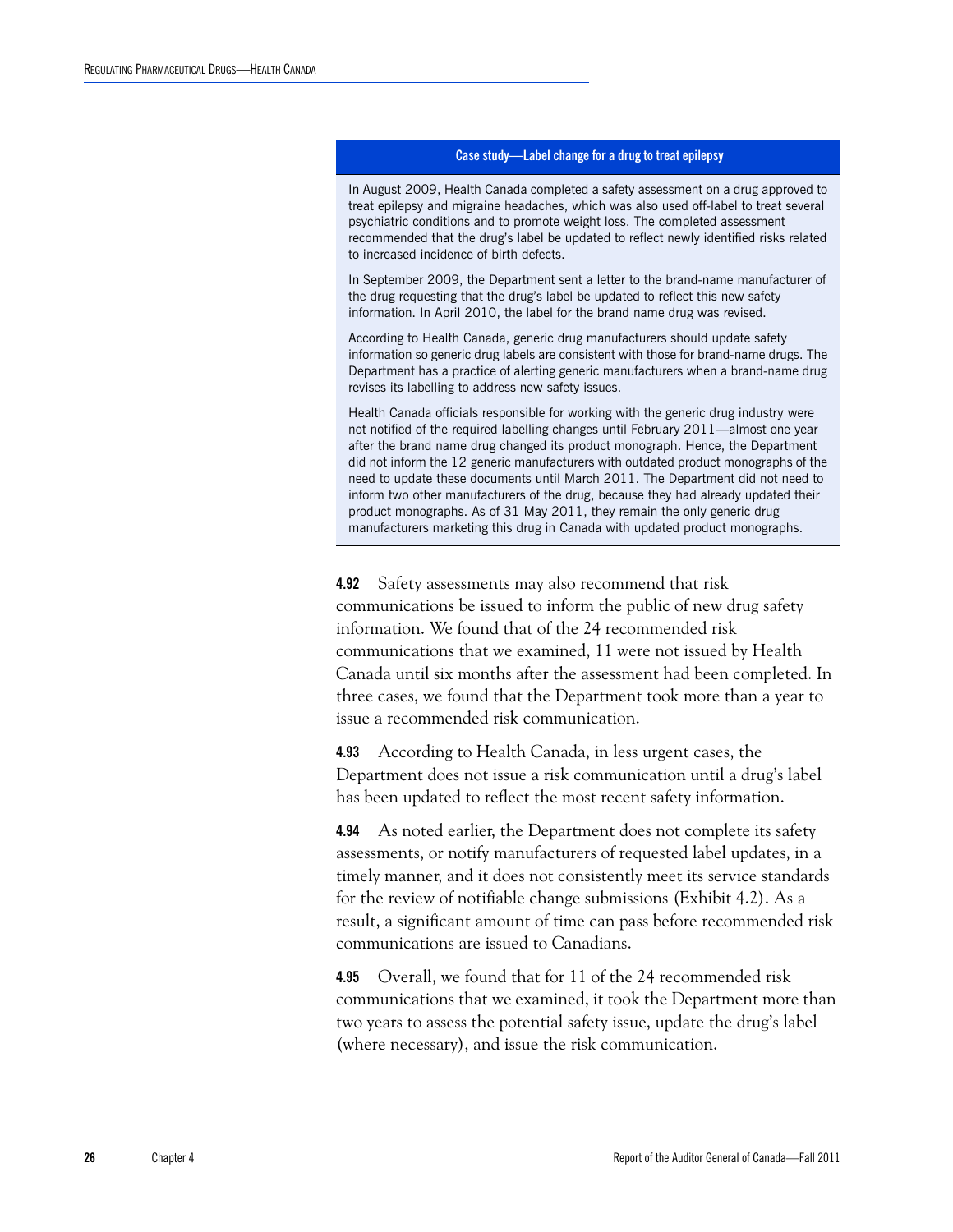**Case study—Label change for a drug to treat epilepsy**

In August 2009, Health Canada completed a safety assessment on a drug approved to treat epilepsy and migraine headaches, which was also used off-label to treat several psychiatric conditions and to promote weight loss. The completed assessment recommended that the drug's label be updated to reflect newly identified risks related to increased incidence of birth defects.

In September 2009, the Department sent a letter to the brand-name manufacturer of the drug requesting that the drug's label be updated to reflect this new safety information. In April 2010, the label for the brand name drug was revised.

According to Health Canada, generic drug manufacturers should update safety information so generic drug labels are consistent with those for brand-name drugs. The Department has a practice of alerting generic manufacturers when a brand-name drug revises its labelling to address new safety issues.

Health Canada officials responsible for working with the generic drug industry were not notified of the required labelling changes until February 2011—almost one year after the brand name drug changed its product monograph. Hence, the Department did not inform the 12 generic manufacturers with outdated product monographs of the need to update these documents until March 2011. The Department did not need to inform two other manufacturers of the drug, because they had already updated their product monographs. As of 31 May 2011, they remain the only generic drug manufacturers marketing this drug in Canada with updated product monographs.

**4.92** Safety assessments may also recommend that risk communications be issued to inform the public of new drug safety information. We found that of the 24 recommended risk communications that we examined, 11 were not issued by Health Canada until six months after the assessment had been completed. In three cases, we found that the Department took more than a year to issue a recommended risk communication.

**4.93** According to Health Canada, in less urgent cases, the Department does not issue a risk communication until a drug's label has been updated to reflect the most recent safety information.

**4.94** As noted earlier, the Department does not complete its safety assessments, or notify manufacturers of requested label updates, in a timely manner, and it does not consistently meet its service standards for the review of notifiable change submissions (Exhibit 4.2). As a result, a significant amount of time can pass before recommended risk communications are issued to Canadians.

**4.95** Overall, we found that for 11 of the 24 recommended risk communications that we examined, it took the Department more than two years to assess the potential safety issue, update the drug's label (where necessary), and issue the risk communication.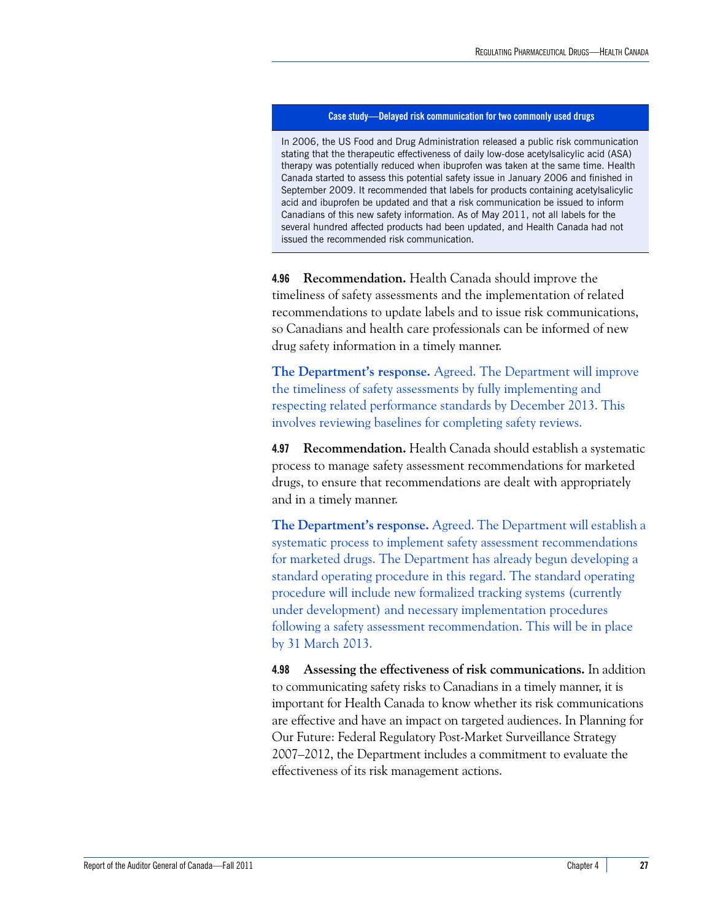**Case study—Delayed risk communication for two commonly used drugs**

In 2006, the US Food and Drug Administration released a public risk communication stating that the therapeutic effectiveness of daily low-dose acetylsalicylic acid (ASA) therapy was potentially reduced when ibuprofen was taken at the same time. Health Canada started to assess this potential safety issue in January 2006 and finished in September 2009. It recommended that labels for products containing acetylsalicylic acid and ibuprofen be updated and that a risk communication be issued to inform Canadians of this new safety information. As of May 2011, not all labels for the several hundred affected products had been updated, and Health Canada had not issued the recommended risk communication.

**4.96 Recommendation.** Health Canada should improve the timeliness of safety assessments and the implementation of related recommendations to update labels and to issue risk communications, so Canadians and health care professionals can be informed of new drug safety information in a timely manner.

**The Department's response.** Agreed. The Department will improve the timeliness of safety assessments by fully implementing and respecting related performance standards by December 2013. This involves reviewing baselines for completing safety reviews.

**4.97 Recommendation.** Health Canada should establish a systematic process to manage safety assessment recommendations for marketed drugs, to ensure that recommendations are dealt with appropriately and in a timely manner.

**The Department's response.** Agreed. The Department will establish a systematic process to implement safety assessment recommendations for marketed drugs. The Department has already begun developing a standard operating procedure in this regard. The standard operating procedure will include new formalized tracking systems (currently under development) and necessary implementation procedures following a safety assessment recommendation. This will be in place by 31 March 2013.

**4.98 Assessing the effectiveness of risk communications.** In addition to communicating safety risks to Canadians in a timely manner, it is important for Health Canada to know whether its risk communications are effective and have an impact on targeted audiences. In Planning for Our Future: Federal Regulatory Post-Market Surveillance Strategy 2007–2012, the Department includes a commitment to evaluate the effectiveness of its risk management actions.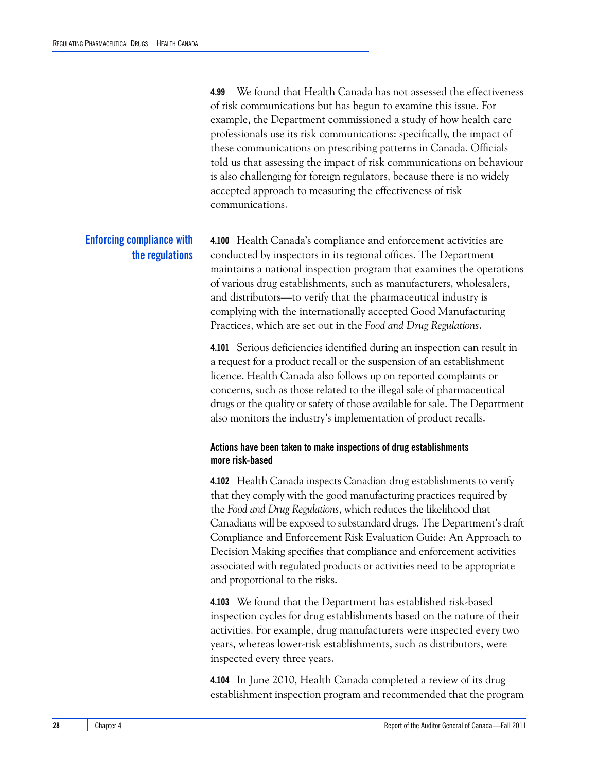**4.99** We found that Health Canada has not assessed the effectiveness of risk communications but has begun to examine this issue. For example, the Department commissioned a study of how health care professionals use its risk communications: specifically, the impact of these communications on prescribing patterns in Canada. Officials told us that assessing the impact of risk communications on behaviour is also challenging for foreign regulators, because there is no widely accepted approach to measuring the effectiveness of risk communications.

## Enforcing compliance with the regulations

**4.100** Health Canada's compliance and enforcement activities are conducted by inspectors in its regional offices. The Department maintains a national inspection program that examines the operations of various drug establishments, such as manufacturers, wholesalers, and distributors—to verify that the pharmaceutical industry is complying with the internationally accepted Good Manufacturing Practices, which are set out in the *Food and Drug Regulations*.

**4.101** Serious deficiencies identified during an inspection can result in a request for a product recall or the suspension of an establishment licence. Health Canada also follows up on reported complaints or concerns, such as those related to the illegal sale of pharmaceutical drugs or the quality or safety of those available for sale. The Department also monitors the industry's implementation of product recalls.

### Actions have been taken to make inspections of drug establishments more risk-based

**4.102** Health Canada inspects Canadian drug establishments to verify that they comply with the good manufacturing practices required by the *Food and Drug Regulations*, which reduces the likelihood that Canadians will be exposed to substandard drugs. The Department's draft Compliance and Enforcement Risk Evaluation Guide: An Approach to Decision Making specifies that compliance and enforcement activities associated with regulated products or activities need to be appropriate and proportional to the risks.

**4.103** We found that the Department has established risk-based inspection cycles for drug establishments based on the nature of their activities. For example, drug manufacturers were inspected every two years, whereas lower-risk establishments, such as distributors, were inspected every three years.

**4.104** In June 2010, Health Canada completed a review of its drug establishment inspection program and recommended that the program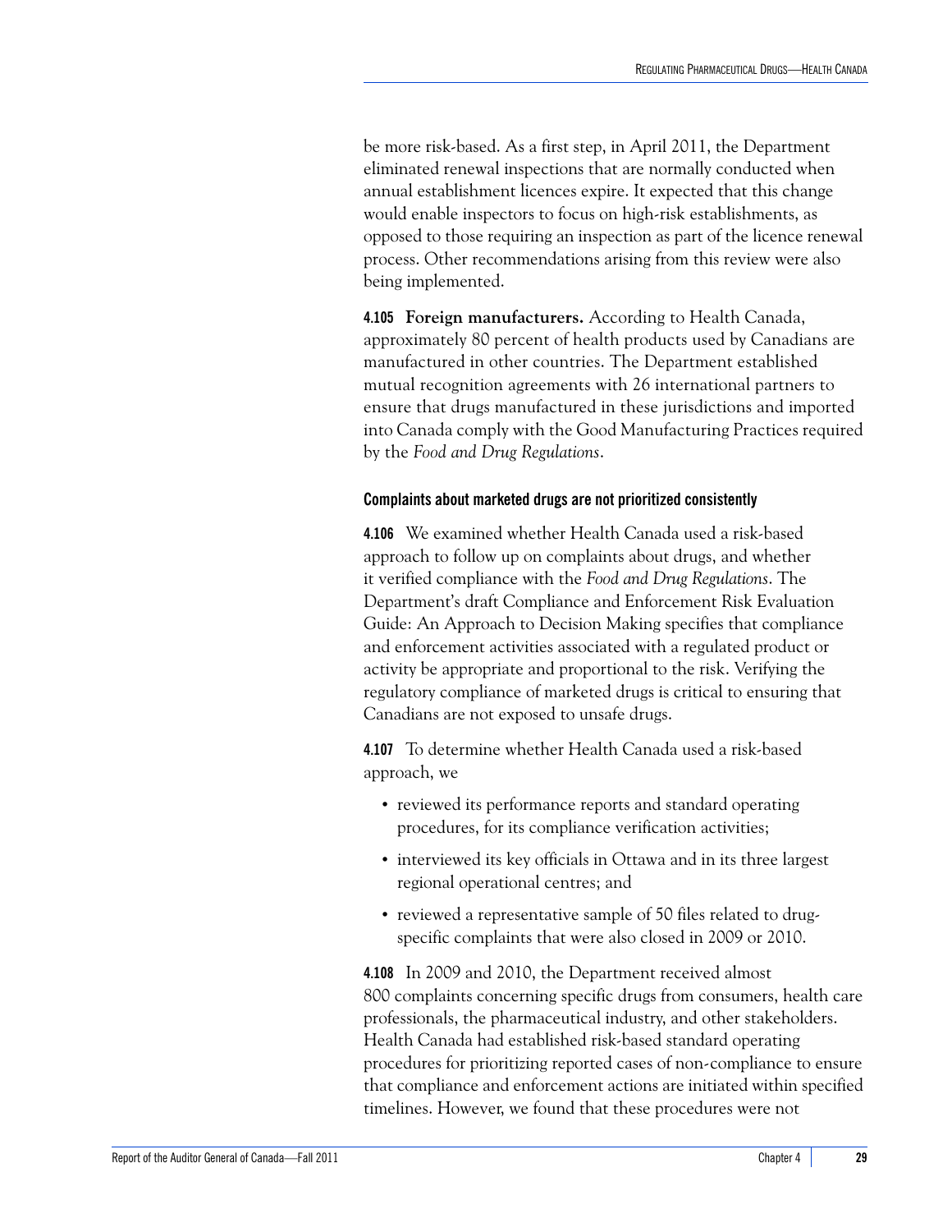be more risk-based. As a first step, in April 2011, the Department eliminated renewal inspections that are normally conducted when annual establishment licences expire. It expected that this change would enable inspectors to focus on high-risk establishments, as opposed to those requiring an inspection as part of the licence renewal process. Other recommendations arising from this review were also being implemented.

**4.105** **Foreign manufacturers.** According to Health Canada, approximately 80 percent of health products used by Canadians are manufactured in other countries. The Department established mutual recognition agreements with 26 international partners to ensure that drugs manufactured in these jurisdictions and imported into Canada comply with the Good Manufacturing Practices required by the *Food and Drug Regulations*.

### Complaints about marketed drugs are not prioritized consistently

**4.106** We examined whether Health Canada used a risk-based approach to follow up on complaints about drugs, and whether it verified compliance with the *Food and Drug Regulations*. The Department's draft Compliance and Enforcement Risk Evaluation Guide: An Approach to Decision Making specifies that compliance and enforcement activities associated with a regulated product or activity be appropriate and proportional to the risk. Verifying the regulatory compliance of marketed drugs is critical to ensuring that Canadians are not exposed to unsafe drugs.

**4.107** To determine whether Health Canada used a risk-based approach, we

- reviewed its performance reports and standard operating procedures, for its compliance verification activities;
- interviewed its key officials in Ottawa and in its three largest regional operational centres; and
- reviewed a representative sample of 50 files related to drug-specific complaints that were also closed in 2009 or 2010.

**4.108** In 2009 and 2010, the Department received almost 800 complaints concerning specific drugs from consumers, health care professionals, the pharmaceutical industry, and other stakeholders. Health Canada had established risk-based standard operating procedures for prioritizing reported cases of non-compliance to ensure that compliance and enforcement actions are initiated within specified timelines. However, we found that these procedures were not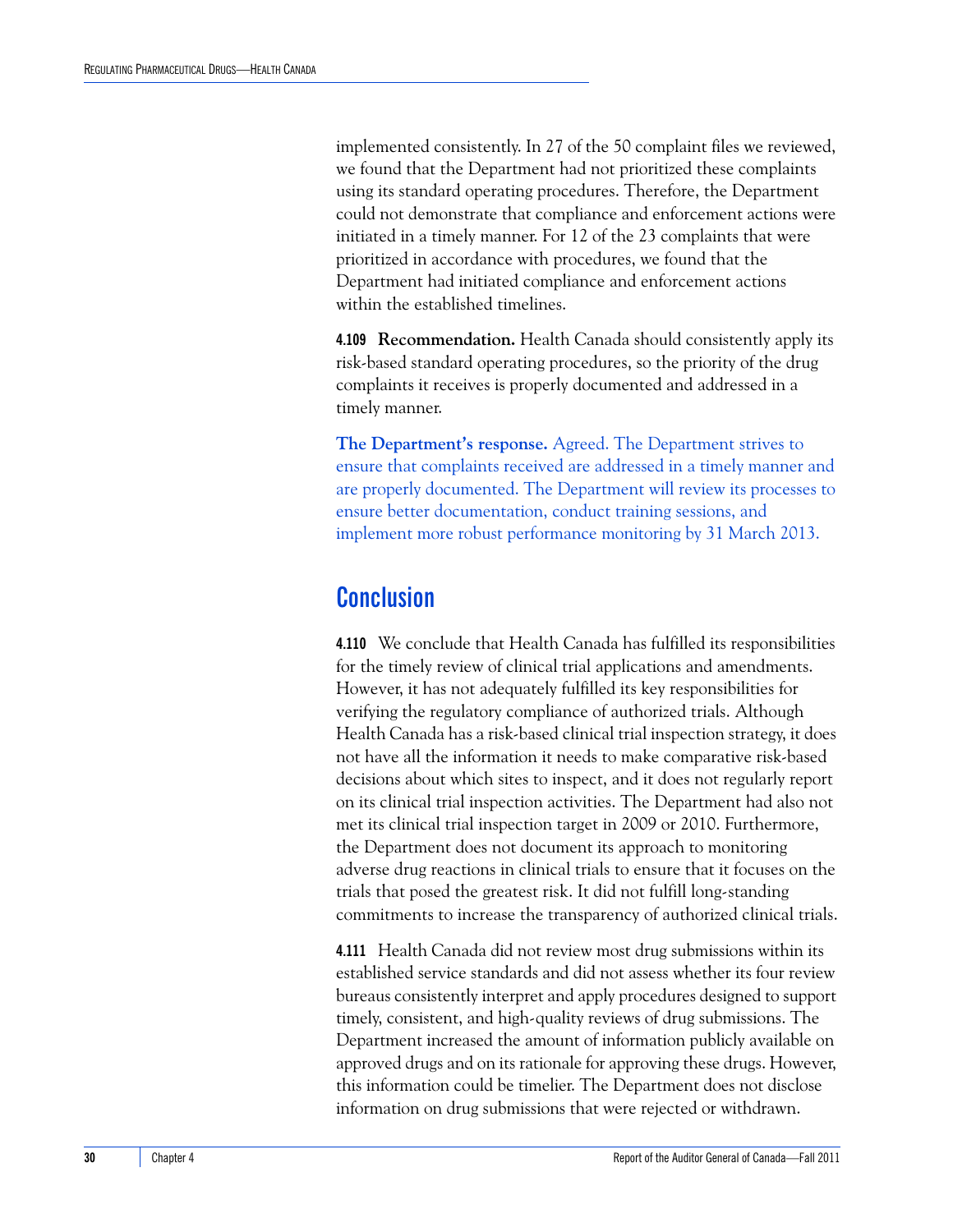implemented consistently. In 27 of the 50 complaint files we reviewed, we found that the Department had not prioritized these complaints using its standard operating procedures. Therefore, the Department could not demonstrate that compliance and enforcement actions were initiated in a timely manner. For 12 of the 23 complaints that were prioritized in accordance with procedures, we found that the Department had initiated compliance and enforcement actions within the established timelines.

**4.109** **Recommendation.** Health Canada should consistently apply its risk-based standard operating procedures, so the priority of the drug complaints it receives is properly documented and addressed in a timely manner.

**The Department's response.** Agreed. The Department strives to ensure that complaints received are addressed in a timely manner and are properly documented. The Department will review its processes to ensure better documentation, conduct training sessions, and implement more robust performance monitoring by 31 March 2013.

## Conclusion

**4.110** We conclude that Health Canada has fulfilled its responsibilities for the timely review of clinical trial applications and amendments. However, it has not adequately fulfilled its key responsibilities for verifying the regulatory compliance of authorized trials. Although Health Canada has a risk-based clinical trial inspection strategy, it does not have all the information it needs to make comparative risk-based decisions about which sites to inspect, and it does not regularly report on its clinical trial inspection activities. The Department had also not met its clinical trial inspection target in 2009 or 2010. Furthermore, the Department does not document its approach to monitoring adverse drug reactions in clinical trials to ensure that it focuses on the trials that posed the greatest risk. It did not fulfill long-standing commitments to increase the transparency of authorized clinical trials.

**4.111** Health Canada did not review most drug submissions within its established service standards and did not assess whether its four review bureaus consistently interpret and apply procedures designed to support timely, consistent, and high-quality reviews of drug submissions. The Department increased the amount of information publicly available on approved drugs and on its rationale for approving these drugs. However, this information could be timelier. The Department does not disclose information on drug submissions that were rejected or withdrawn.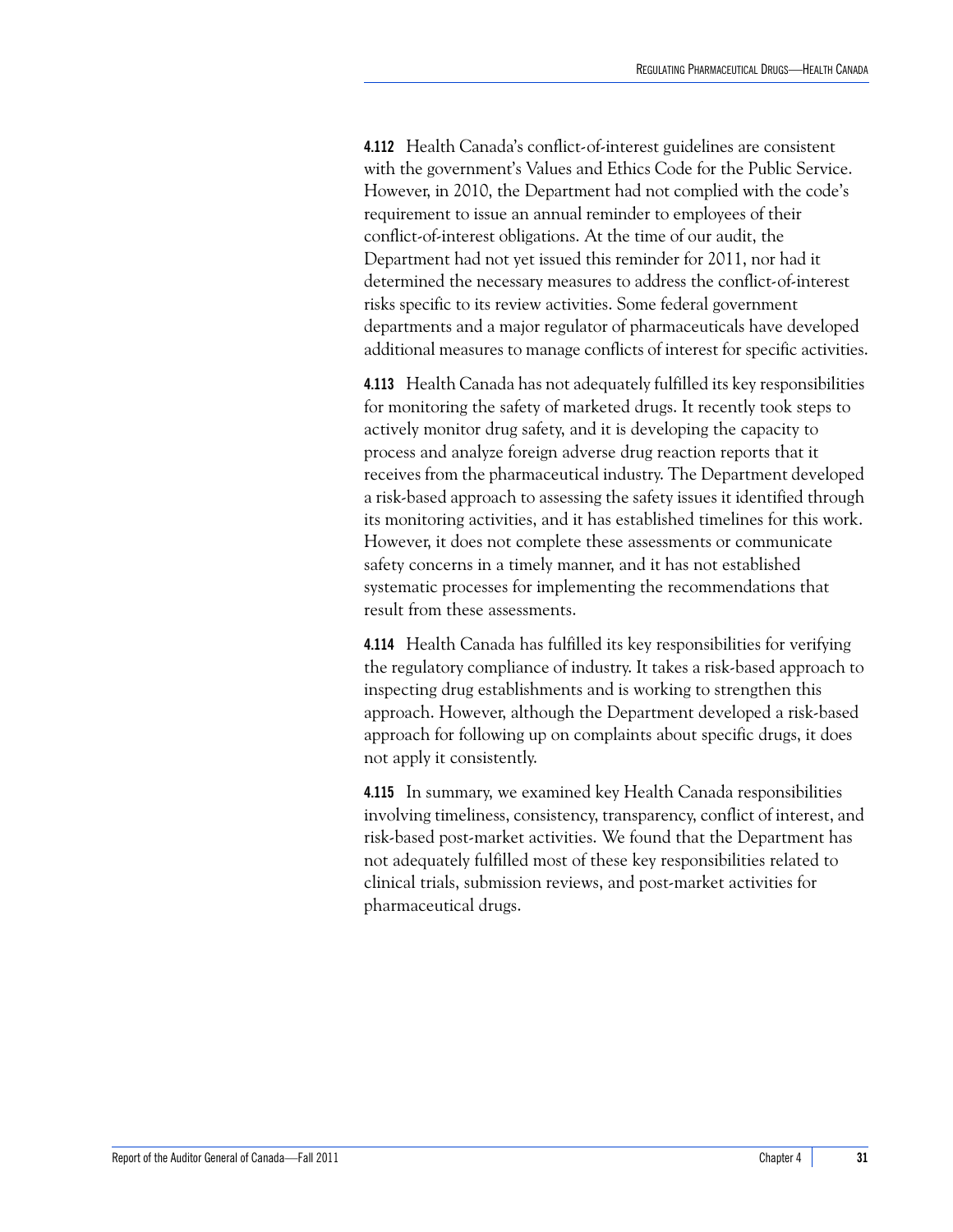**4.112** Health Canada's conflict-of-interest guidelines are consistent with the government's Values and Ethics Code for the Public Service. However, in 2010, the Department had not complied with the code's requirement to issue an annual reminder to employees of their conflict-of-interest obligations. At the time of our audit, the Department had not yet issued this reminder for 2011, nor had it determined the necessary measures to address the conflict-of-interest risks specific to its review activities. Some federal government departments and a major regulator of pharmaceuticals have developed additional measures to manage conflicts of interest for specific activities.

**4.113** Health Canada has not adequately fulfilled its key responsibilities for monitoring the safety of marketed drugs. It recently took steps to actively monitor drug safety, and it is developing the capacity to process and analyze foreign adverse drug reaction reports that it receives from the pharmaceutical industry. The Department developed a risk-based approach to assessing the safety issues it identified through its monitoring activities, and it has established timelines for this work. However, it does not complete these assessments or communicate safety concerns in a timely manner, and it has not established systematic processes for implementing the recommendations that result from these assessments.

**4.114** Health Canada has fulfilled its key responsibilities for verifying the regulatory compliance of industry. It takes a risk-based approach to inspecting drug establishments and is working to strengthen this approach. However, although the Department developed a risk-based approach for following up on complaints about specific drugs, it does not apply it consistently.

**4.115** In summary, we examined key Health Canada responsibilities involving timeliness, consistency, transparency, conflict of interest, and risk-based post-market activities. We found that the Department has not adequately fulfilled most of these key responsibilities related to clinical trials, submission reviews, and post-market activities for pharmaceutical drugs.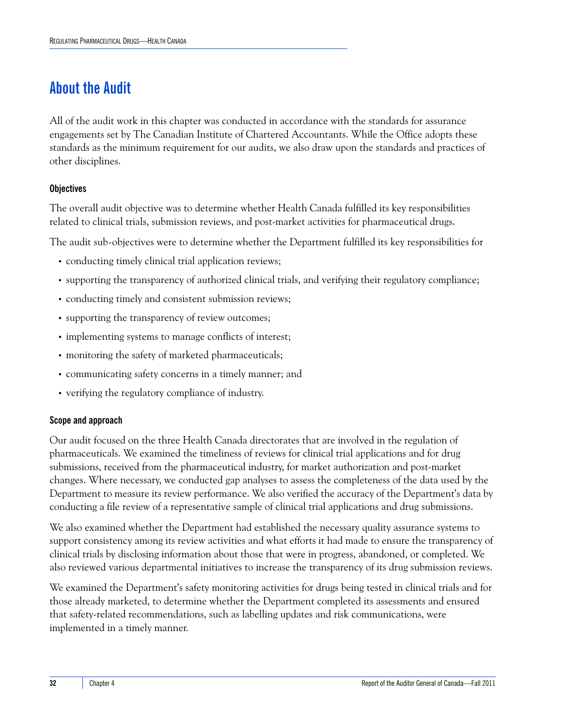## About the Audit

All of the audit work in this chapter was conducted in accordance with the standards for assurance engagements set by The Canadian Institute of Chartered Accountants. While the Office adopts these standards as the minimum requirement for our audits, we also draw upon the standards and practices of other disciplines.

### Objectives

The overall audit objective was to determine whether Health Canada fulfilled its key responsibilities related to clinical trials, submission reviews, and post-market activities for pharmaceutical drugs.

The audit sub-objectives were to determine whether the Department fulfilled its key responsibilities for

- conducting timely clinical trial application reviews;
- supporting the transparency of authorized clinical trials, and verifying their regulatory compliance;
- conducting timely and consistent submission reviews;
- supporting the transparency of review outcomes;
- implementing systems to manage conflicts of interest;
- monitoring the safety of marketed pharmaceuticals;
- communicating safety concerns in a timely manner; and
- verifying the regulatory compliance of industry.

### Scope and approach

Our audit focused on the three Health Canada directorates that are involved in the regulation of pharmaceuticals. We examined the timeliness of reviews for clinical trial applications and for drug submissions, received from the pharmaceutical industry, for market authorization and post-market changes. Where necessary, we conducted gap analyses to assess the completeness of the data used by the Department to measure its review performance. We also verified the accuracy of the Department's data by conducting a file review of a representative sample of clinical trial applications and drug submissions.

We also examined whether the Department had established the necessary quality assurance systems to support consistency among its review activities and what efforts it had made to ensure the transparency of clinical trials by disclosing information about those that were in progress, abandoned, or completed. We also reviewed various departmental initiatives to increase the transparency of its drug submission reviews.

We examined the Department's safety monitoring activities for drugs being tested in clinical trials and for those already marketed, to determine whether the Department completed its assessments and ensured that safety-related recommendations, such as labelling updates and risk communications, were implemented in a timely manner.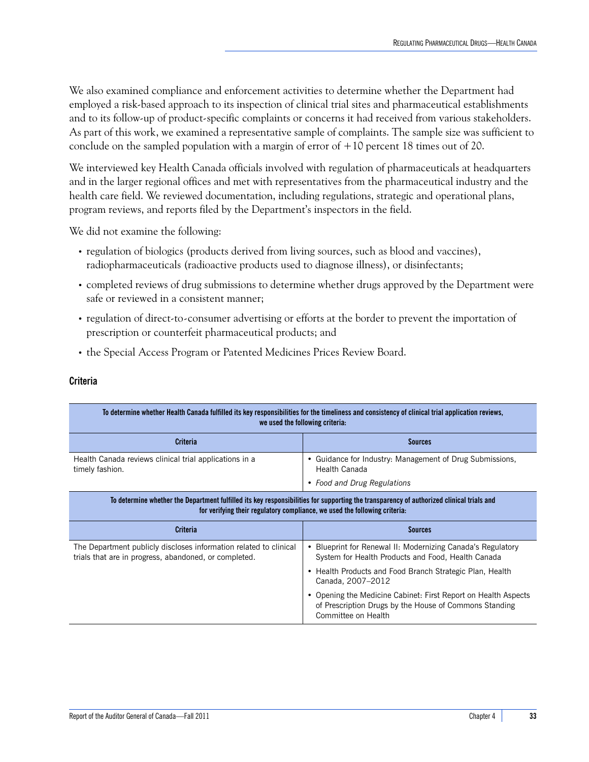We also examined compliance and enforcement activities to determine whether the Department had employed a risk-based approach to its inspection of clinical trial sites and pharmaceutical establishments and to its follow-up of product-specific complaints or concerns it had received from various stakeholders. As part of this work, we examined a representative sample of complaints. The sample size was sufficient to conclude on the sampled population with a margin of error of +10 percent 18 times out of 20.

We interviewed key Health Canada officials involved with regulation of pharmaceuticals at headquarters and in the larger regional offices and met with representatives from the pharmaceutical industry and the health care field. We reviewed documentation, including regulations, strategic and operational plans, program reviews, and reports filed by the Department's inspectors in the field.

We did not examine the following:

- regulation of biologics (products derived from living sources, such as blood and vaccines), radiopharmaceuticals (radioactive products used to diagnose illness), or disinfectants;
- completed reviews of drug submissions to determine whether drugs approved by the Department were safe or reviewed in a consistent manner;
- regulation of direct-to-consumer advertising or efforts at the border to prevent the importation of prescription or counterfeit pharmaceutical products; and
- the Special Access Program or Patented Medicines Prices Review Board.

## Criteria

| To determine whether Health Canada fulfilled its key responsibilities for the timeliness and consistency of clinical trial application reviews, we used the following criteria: | |
|---|---|
| **Criteria** | **Sources** |
| Health Canada reviews clinical trial applications in a timely fashion. | • Guidance for Industry: Management of Drug Submissions, Health Canada<br>• *Food and Drug Regulations* |
| **To determine whether the Department fulfilled its key responsibilities for supporting the transparency of authorized clinical trials and for verifying their regulatory compliance, we used the following criteria:** | |
| **Criteria** | **Sources** |
| The Department publicly discloses information related to clinical trials that are in progress, abandoned, or completed. | • Blueprint for Renewal II: Modernizing Canada's Regulatory System for Health Products and Food, Health Canada<br>• Health Products and Food Branch Strategic Plan, Health Canada, 2007–2012<br>• Opening the Medicine Cabinet: First Report on Health Aspects of Prescription Drugs by the House of Commons Standing Committee on Health |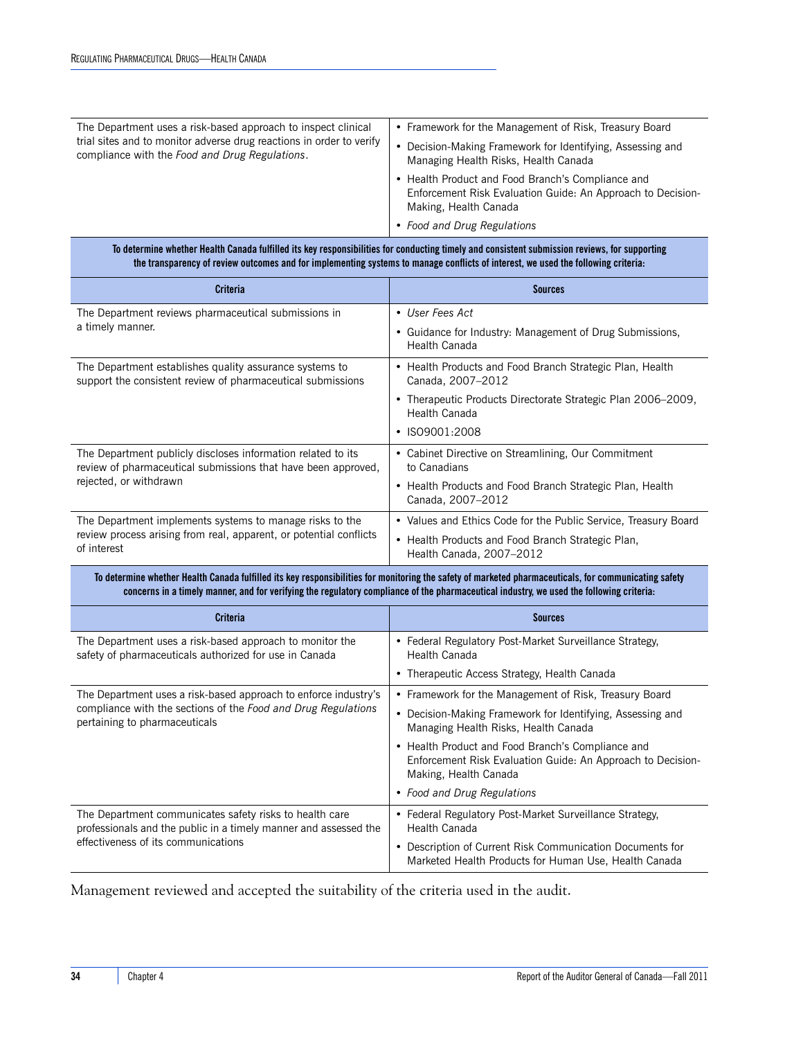| Criteria | Sources |
| --- | --- |
| The Department uses a risk-based approach to inspect clinical trial sites and to monitor adverse drug reactions in order to verify compliance with the *Food and Drug Regulations*. | • Framework for the Management of Risk, Treasury Board<br>• Decision-Making Framework for Identifying, Assessing and Managing Health Risks, Health Canada<br>• Health Product and Food Branch's Compliance and Enforcement Risk Evaluation Guide: An Approach to Decision-Making, Health Canada<br>• *Food and Drug Regulations* |
| **To determine whether Health Canada fulfilled its key responsibilities for conducting timely and consistent submission reviews, for supporting the transparency of review outcomes and for implementing systems to manage conflicts of interest, we used the following criteria:** | |
| **Criteria** | **Sources** |
| The Department reviews pharmaceutical submissions in a timely manner. | • *User Fees Act*<br>• Guidance for Industry: Management of Drug Submissions, Health Canada |
| The Department establishes quality assurance systems to support the consistent review of pharmaceutical submissions | • Health Products and Food Branch Strategic Plan, Health Canada, 2007–2012<br>• Therapeutic Products Directorate Strategic Plan 2006–2009, Health Canada<br>• ISO9001:2008 |
| The Department publicly discloses information related to its review of pharmaceutical submissions that have been approved, rejected, or withdrawn | • Cabinet Directive on Streamlining, Our Commitment to Canadians<br>• Health Products and Food Branch Strategic Plan, Health Canada, 2007–2012 |
| The Department implements systems to manage risks to the review process arising from real, apparent, or potential conflicts of interest | • Values and Ethics Code for the Public Service, Treasury Board<br>• Health Products and Food Branch Strategic Plan, Health Canada, 2007–2012 |
| **To determine whether Health Canada fulfilled its key responsibilities for monitoring the safety of marketed pharmaceuticals, for communicating safety concerns in a timely manner, and for verifying the regulatory compliance of the pharmaceutical industry, we used the following criteria:** | |
| **Criteria** | **Sources** |
| The Department uses a risk-based approach to monitor the safety of pharmaceuticals authorized for use in Canada | • Federal Regulatory Post-Market Surveillance Strategy, Health Canada<br>• Therapeutic Access Strategy, Health Canada |
| The Department uses a risk-based approach to enforce industry's compliance with the sections of the *Food and Drug Regulations* pertaining to pharmaceuticals | • Framework for the Management of Risk, Treasury Board<br>• Decision-Making Framework for Identifying, Assessing and Managing Health Risks, Health Canada<br>• Health Product and Food Branch's Compliance and Enforcement Risk Evaluation Guide: An Approach to Decision-Making, Health Canada<br>• *Food and Drug Regulations* |
| The Department communicates safety risks to health care professionals and the public in a timely manner and assessed the effectiveness of its communications | • Federal Regulatory Post-Market Surveillance Strategy, Health Canada<br>• Description of Current Risk Communication Documents for Marketed Health Products for Human Use, Health Canada |

Management reviewed and accepted the suitability of the criteria used in the audit.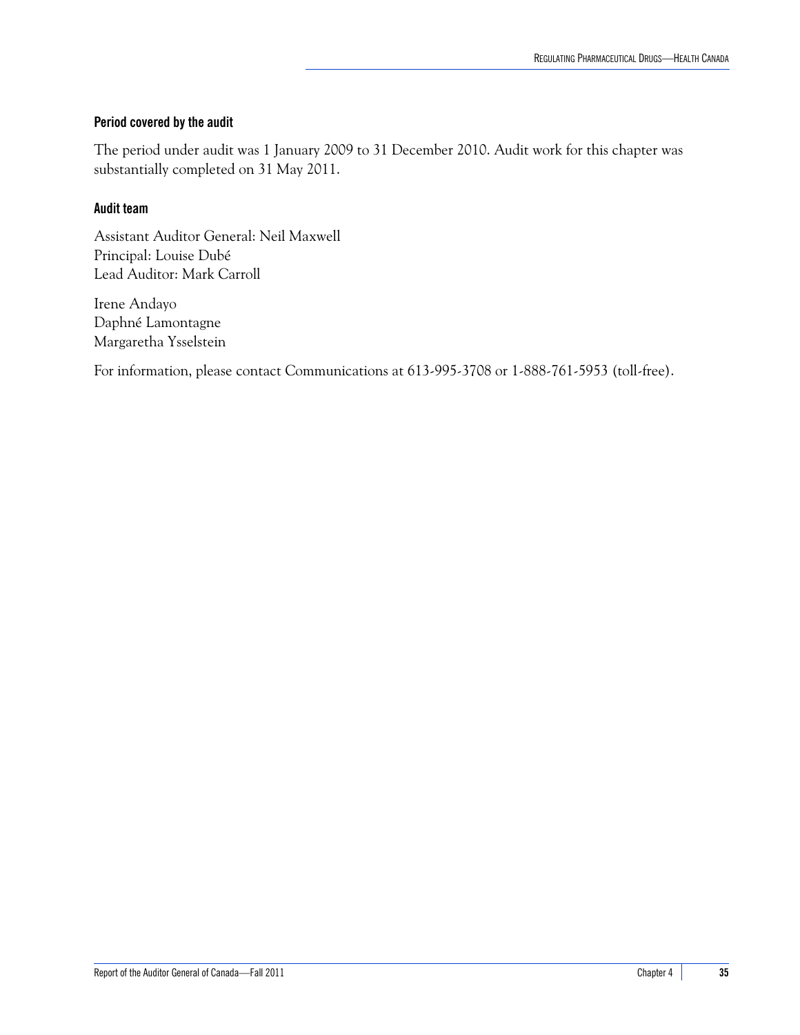### Period covered by the audit

The period under audit was 1 January 2009 to 31 December 2010. Audit work for this chapter was substantially completed on 31 May 2011.

### Audit team

Assistant Auditor General: Neil Maxwell
Principal: Louise Dubé
Lead Auditor: Mark Carroll

Irene Andayo
Daphné Lamontagne
Margaretha Ysselstein

For information, please contact Communications at 613-995-3708 or 1-888-761-5953 (toll-free).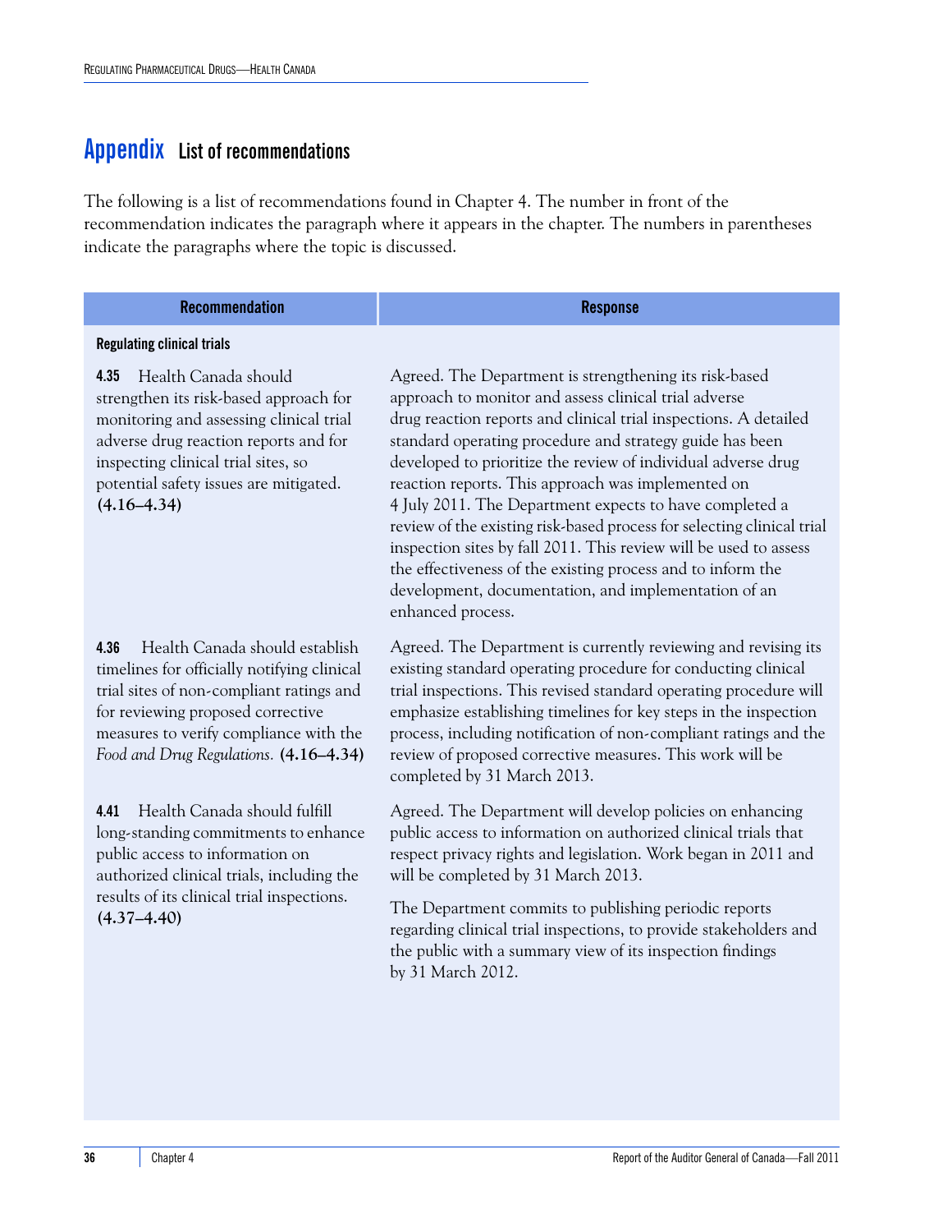# Appendix List of recommendations

The following is a list of recommendations found in Chapter 4. The number in front of the recommendation indicates the paragraph where it appears in the chapter. The numbers in parentheses indicate the paragraphs where the topic is discussed.

| Recommendation | Response |
|---|---|
| **Regulating clinical trials** | |
| **4.35** Health Canada should strengthen its risk-based approach for monitoring and assessing clinical trial adverse drug reaction reports and for inspecting clinical trial sites, so potential safety issues are mitigated. **(4.16–4.34)** | Agreed. The Department is strengthening its risk-based approach to monitor and assess clinical trial adverse drug reaction reports and clinical trial inspections. A detailed standard operating procedure and strategy guide has been developed to prioritize the review of individual adverse drug reaction reports. This approach was implemented on 4 July 2011. The Department expects to have completed a review of the existing risk-based process for selecting clinical trial inspection sites by fall 2011. This review will be used to assess the effectiveness of the existing process and to inform the development, documentation, and implementation of an enhanced process. |
| **4.36** Health Canada should establish timelines for officially notifying clinical trial sites of non-compliant ratings and for reviewing proposed corrective measures to verify compliance with the *Food and Drug Regulations*. **(4.16–4.34)** | Agreed. The Department is currently reviewing and revising its existing standard operating procedure for conducting clinical trial inspections. This revised standard operating procedure will emphasize establishing timelines for key steps in the inspection process, including notification of non-compliant ratings and the review of proposed corrective measures. This work will be completed by 31 March 2013. |
| **4.41** Health Canada should fulfill long-standing commitments to enhance public access to information on authorized clinical trials, including the results of its clinical trial inspections. **(4.37–4.40)** | Agreed. The Department will develop policies on enhancing public access to information on authorized clinical trials that respect privacy rights and legislation. Work began in 2011 and will be completed by 31 March 2013.<br><br>The Department commits to publishing periodic reports regarding clinical trial inspections, to provide stakeholders and the public with a summary view of its inspection findings by 31 March 2012. |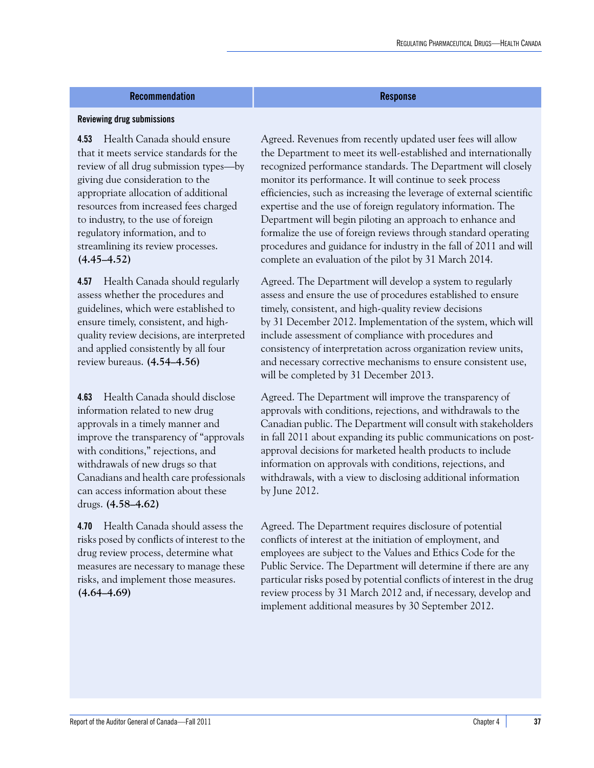| Recommendation | Response |
|---|---|
| **Reviewing drug submissions** | |
| **4.53** Health Canada should ensure that it meets service standards for the review of all drug submission types—by giving due consideration to the appropriate allocation of additional resources from increased fees charged to industry, to the use of foreign regulatory information, and to streamlining its review processes. **(4.45–4.52)** | Agreed. Revenues from recently updated user fees will allow the Department to meet its well-established and internationally recognized performance standards. The Department will closely monitor its performance. It will continue to seek process efficiencies, such as increasing the leverage of external scientific expertise and the use of foreign regulatory information. The Department will begin piloting an approach to enhance and formalize the use of foreign reviews through standard operating procedures and guidance for industry in the fall of 2011 and will complete an evaluation of the pilot by 31 March 2014. |
| **4.57** Health Canada should regularly assess whether the procedures and guidelines, which were established to ensure timely, consistent, and high-quality review decisions, are interpreted and applied consistently by all four review bureaus. **(4.54–4.56)** | Agreed. The Department will develop a system to regularly assess and ensure the use of procedures established to ensure timely, consistent, and high-quality review decisions by 31 December 2012. Implementation of the system, which will include assessment of compliance with procedures and consistency of interpretation across organization review units, and necessary corrective mechanisms to ensure consistent use, will be completed by 31 December 2013. |
| **4.63** Health Canada should disclose information related to new drug approvals in a timely manner and improve the transparency of "approvals with conditions," rejections, and withdrawals of new drugs so that Canadians and health care professionals can access information about these drugs. **(4.58–4.62)** | Agreed. The Department will improve the transparency of approvals with conditions, rejections, and withdrawals to the Canadian public. The Department will consult with stakeholders in fall 2011 about expanding its public communications on post-approval decisions for marketed health products to include information on approvals with conditions, rejections, and withdrawals, with a view to disclosing additional information by June 2012. |
| **4.70** Health Canada should assess the risks posed by conflicts of interest to the drug review process, determine what measures are necessary to manage these risks, and implement those measures. **(4.64–4.69)** | Agreed. The Department requires disclosure of potential conflicts of interest at the initiation of employment, and employees are subject to the Values and Ethics Code for the Public Service. The Department will determine if there are any particular risks posed by potential conflicts of interest in the drug review process by 31 March 2012 and, if necessary, develop and implement additional measures by 30 September 2012. |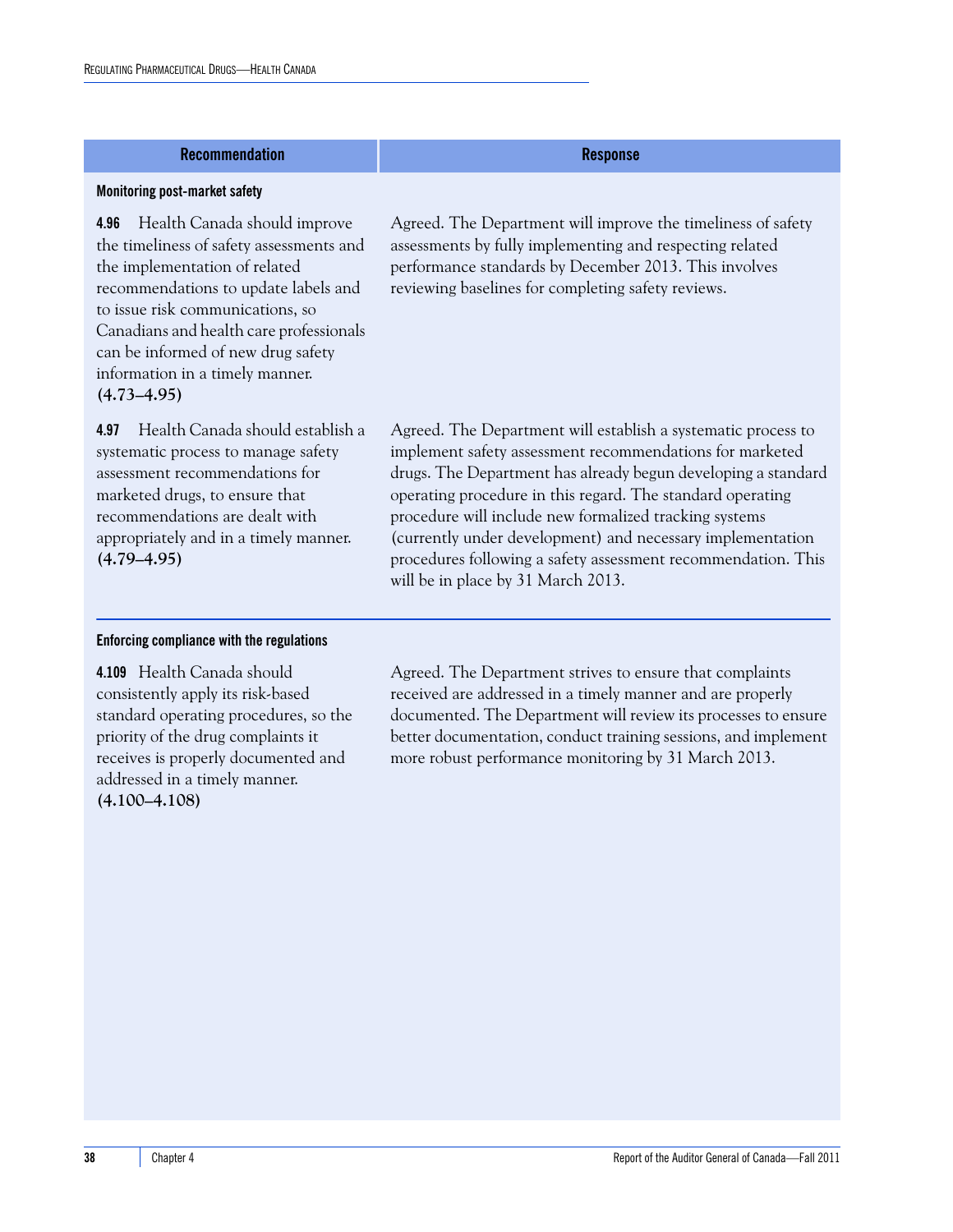| Recommendation | Response |
|---|---|
| **Monitoring post-market safety** | |
| **4.96** Health Canada should improve the timeliness of safety assessments and the implementation of related recommendations to update labels and to issue risk communications, so Canadians and health care professionals can be informed of new drug safety information in a timely manner. **(4.73–4.95)** | Agreed. The Department will improve the timeliness of safety assessments by fully implementing and respecting related performance standards by December 2013. This involves reviewing baselines for completing safety reviews. |
| **4.97** Health Canada should establish a systematic process to manage safety assessment recommendations for marketed drugs, to ensure that recommendations are dealt with appropriately and in a timely manner. **(4.79–4.95)** | Agreed. The Department will establish a systematic process to implement safety assessment recommendations for marketed drugs. The Department has already begun developing a standard operating procedure in this regard. The standard operating procedure will include new formalized tracking systems (currently under development) and necessary implementation procedures following a safety assessment recommendation. This will be in place by 31 March 2013. |
| **Enforcing compliance with the regulations** | |
| **4.109** Health Canada should consistently apply its risk-based standard operating procedures, so the priority of the drug complaints it receives is properly documented and addressed in a timely manner. **(4.100–4.108)** | Agreed. The Department strives to ensure that complaints received are addressed in a timely manner and are properly documented. The Department will review its processes to ensure better documentation, conduct training sessions, and implement more robust performance monitoring by 31 March 2013. |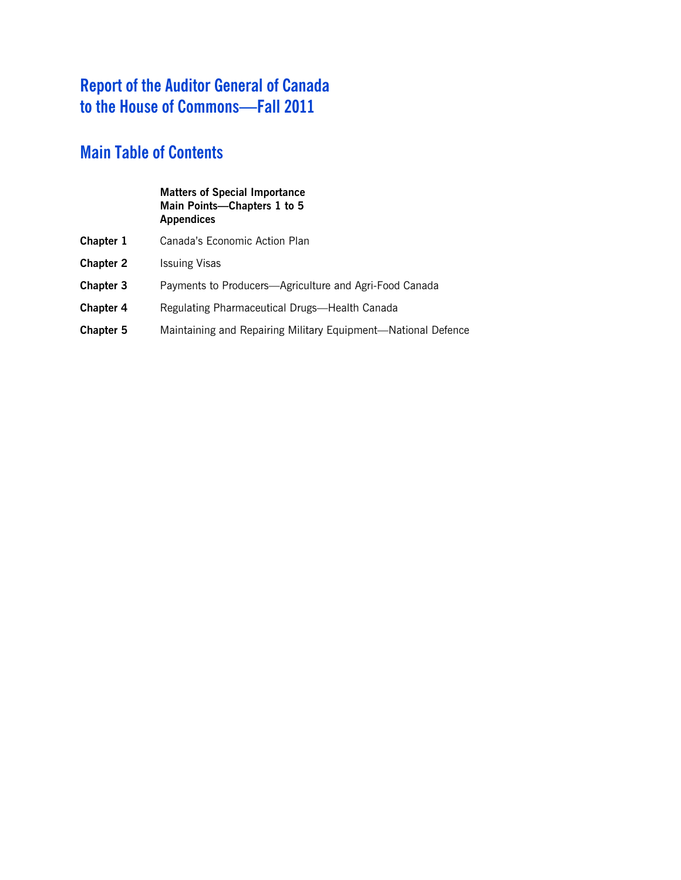# Report of the Auditor General of Canada to the House of Commons—Fall 2011

## Main Table of Contents

**Matters of Special Importance**
**Main Points—Chapters 1 to 5**
**Appendices**

| | |
|---|---|
| **Chapter 1** | Canada's Economic Action Plan |
| **Chapter 2** | Issuing Visas |
| **Chapter 3** | Payments to Producers—Agriculture and Agri-Food Canada |
| **Chapter 4** | Regulating Pharmaceutical Drugs—Health Canada |
| **Chapter 5** | Maintaining and Repairing Military Equipment—National Defence |